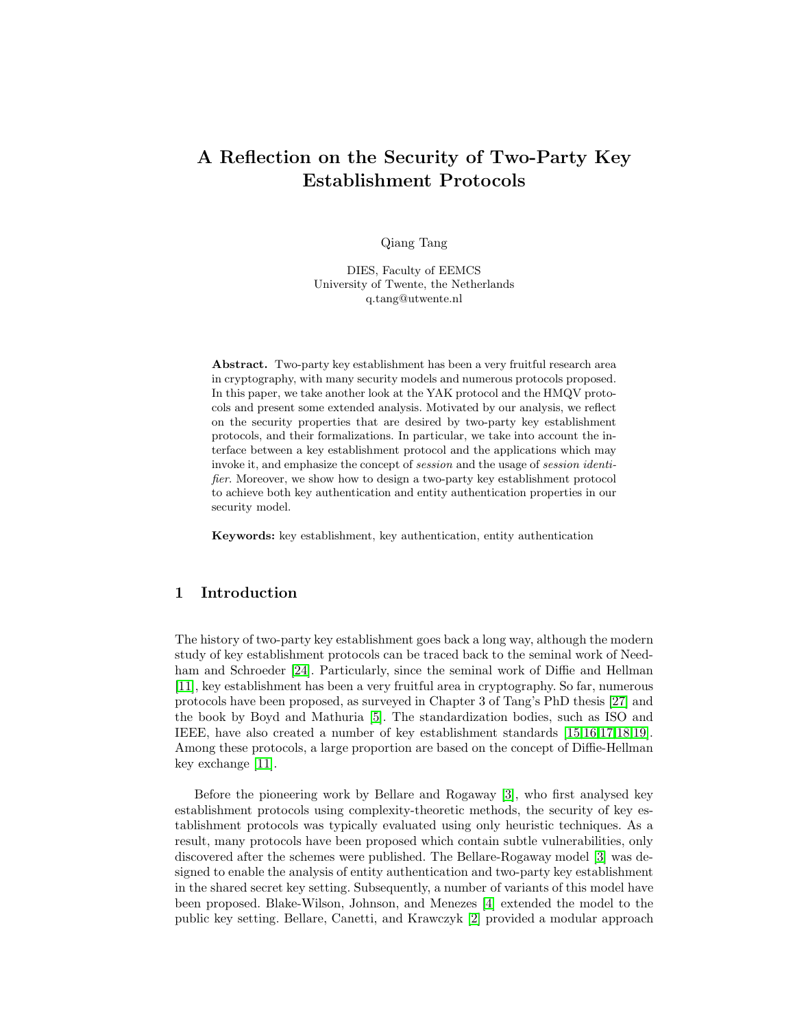# A Reflection on the Security of Two-Party Key Establishment Protocols

Qiang Tang

DIES, Faculty of EEMCS
University of Twente, the Netherlands
q.tang@utwente.nl

**Abstract.** Two-party key establishment has been a very fruitful research area in cryptography, with many security models and numerous protocols proposed. In this paper, we take another look at the YAK protocol and the HMQV protocols and present some extended analysis. Motivated by our analysis, we reflect on the security properties that are desired by two-party key establishment protocols, and their formalizations. In particular, we take into account the interface between a key establishment protocol and the applications which may invoke it, and emphasize the concept of *session* and the usage of *session identifier*. Moreover, we show how to design a two-party key establishment protocol to achieve both key authentication and entity authentication properties in our security model.

**Keywords:** key establishment, key authentication, entity authentication

## 1 Introduction

The history of two-party key establishment goes back a long way, although the modern study of key establishment protocols can be traced back to the seminal work of Needham and Schroeder [24]. Particularly, since the seminal work of Diffie and Hellman [11], key establishment has been a very fruitful area in cryptography. So far, numerous protocols have been proposed, as surveyed in Chapter 3 of Tang's PhD thesis [27] and the book by Boyd and Mathuria [5]. The standardization bodies, such as ISO and IEEE, have also created a number of key establishment standards [15,16,17,18,19]. Among these protocols, a large proportion are based on the concept of Diffie-Hellman key exchange [11].

Before the pioneering work by Bellare and Rogaway [3], who first analysed key establishment protocols using complexity-theoretic methods, the security of key establishment protocols was typically evaluated using only heuristic techniques. As a result, many protocols have been proposed which contain subtle vulnerabilities, only discovered after the schemes were published. The Bellare-Rogaway model [3] was designed to enable the analysis of entity authentication and two-party key establishment in the shared secret key setting. Subsequently, a number of variants of this model have been proposed. Blake-Wilson, Johnson, and Menezes [4] extended the model to the public key setting. Bellare, Canetti, and Krawczyk [2] provided a modular approach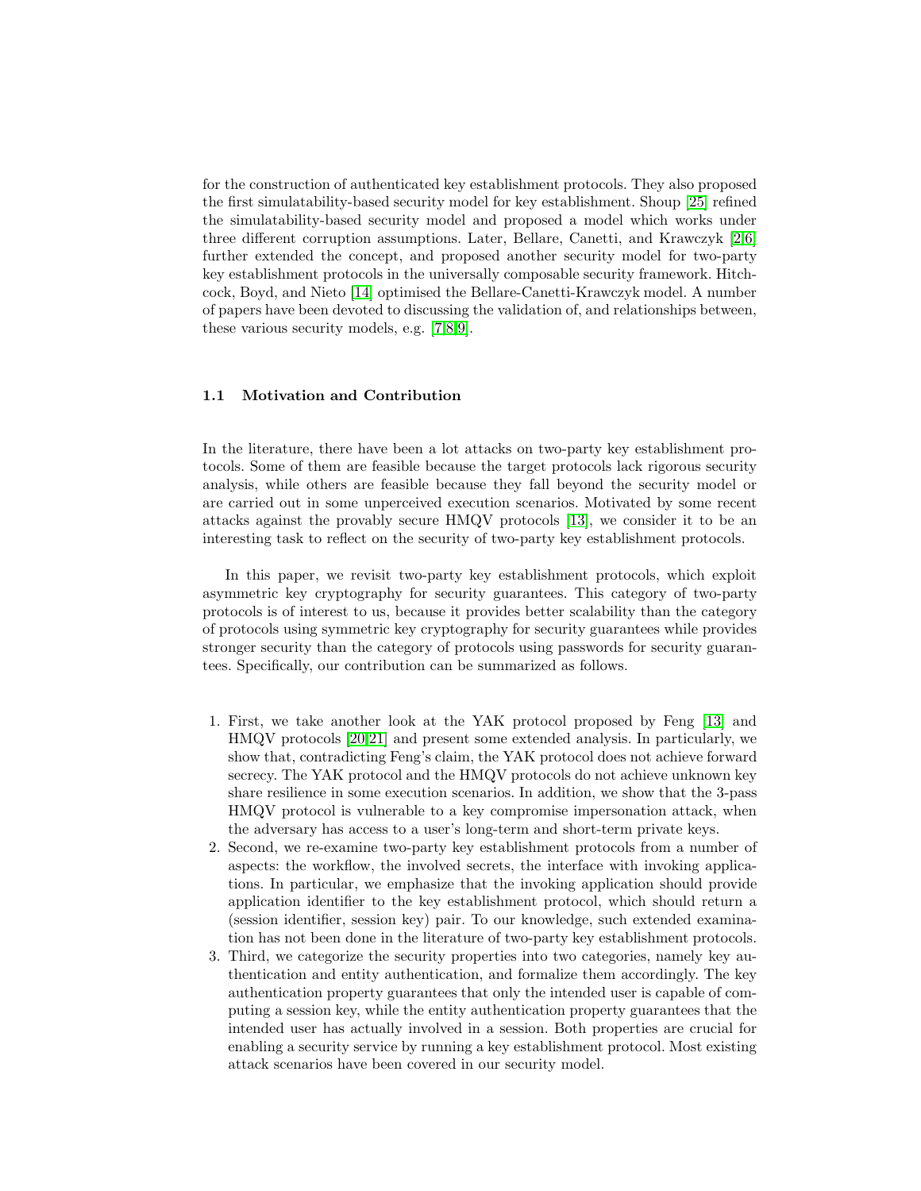for the construction of authenticated key establishment protocols. They also proposed the first simulatability-based security model for key establishment. Shoup [25] refined the simulatability-based security model and proposed a model which works under three different corruption assumptions. Later, Bellare, Canetti, and Krawczyk [2,6] further extended the concept, and proposed another security model for two-party key establishment protocols in the universally composable security framework. Hitchcock, Boyd, and Nieto [14] optimised the Bellare-Canetti-Krawczyk model. A number of papers have been devoted to discussing the validation of, and relationships between, these various security models, e.g. [7,8,9].

### 1.1 Motivation and Contribution

In the literature, there have been a lot attacks on two-party key establishment protocols. Some of them are feasible because the target protocols lack rigorous security analysis, while others are feasible because they fall beyond the security model or are carried out in some unperceived execution scenarios. Motivated by some recent attacks against the provably secure HMQV protocols [13], we consider it to be an interesting task to reflect on the security of two-party key establishment protocols.

In this paper, we revisit two-party key establishment protocols, which exploit asymmetric key cryptography for security guarantees. This category of two-party protocols is of interest to us, because it provides better scalability than the category of protocols using symmetric key cryptography for security guarantees while provides stronger security than the category of protocols using passwords for security guarantees. Specifically, our contribution can be summarized as follows.

1. First, we take another look at the YAK protocol proposed by Feng [13] and HMQV protocols [20,21] and present some extended analysis. In particularly, we show that, contradicting Feng's claim, the YAK protocol does not achieve forward secrecy. The YAK protocol and the HMQV protocols do not achieve unknown key share resilience in some execution scenarios. In addition, we show that the 3-pass HMQV protocol is vulnerable to a key compromise impersonation attack, when the adversary has access to a user's long-term and short-term private keys.
2. Second, we re-examine two-party key establishment protocols from a number of aspects: the workflow, the involved secrets, the interface with invoking applications. In particular, we emphasize that the invoking application should provide application identifier to the key establishment protocol, which should return a (session identifier, session key) pair. To our knowledge, such extended examination has not been done in the literature of two-party key establishment protocols.
3. Third, we categorize the security properties into two categories, namely key authentication and entity authentication, and formalize them accordingly. The key authentication property guarantees that only the intended user is capable of computing a session key, while the entity authentication property guarantees that the intended user has actually involved in a session. Both properties are crucial for enabling a security service by running a key establishment protocol. Most existing attack scenarios have been covered in our security model.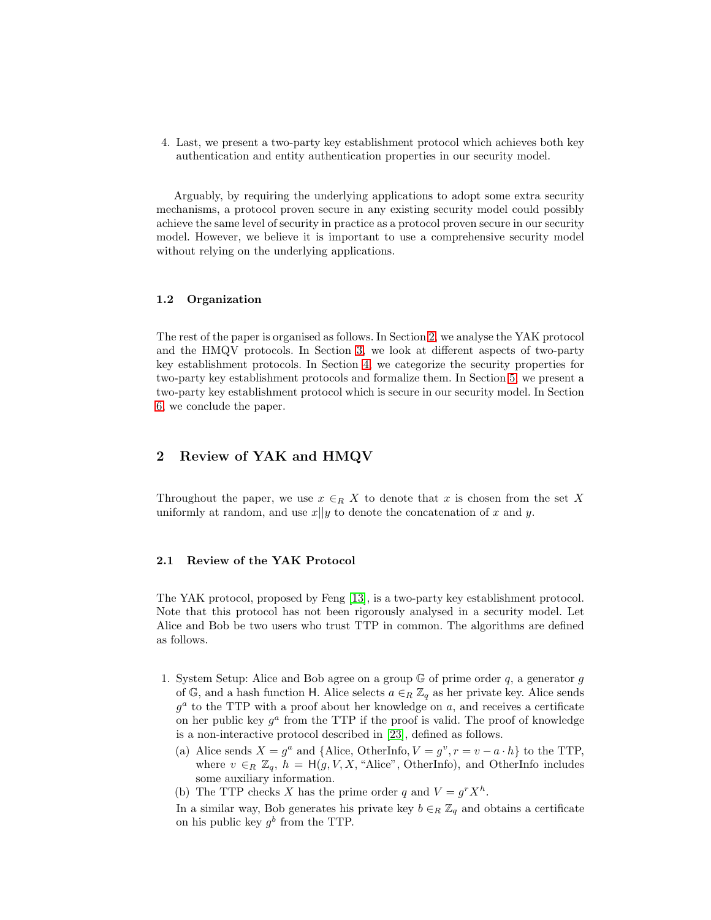4. Last, we present a two-party key establishment protocol which achieves both key authentication and entity authentication properties in our security model.

Arguably, by requiring the underlying applications to adopt some extra security mechanisms, a protocol proven secure in any existing security model could possibly achieve the same level of security in practice as a protocol proven secure in our security model. However, we believe it is important to use a comprehensive security model without relying on the underlying applications.

### 1.2 Organization

The rest of the paper is organised as follows. In Section 2, we analyse the YAK protocol and the HMQV protocols. In Section 3, we look at different aspects of two-party key establishment protocols. In Section 4, we categorize the security properties for two-party key establishment protocols and formalize them. In Section 5, we present a two-party key establishment protocol which is secure in our security model. In Section 6, we conclude the paper.

## 2 Review of YAK and HMQV

Throughout the paper, we use $x \in_R X$ to denote that $x$ is chosen from the set $X$ uniformly at random, and use $x||y$ to denote the concatenation of $x$ and $y$.

### 2.1 Review of the YAK Protocol

The YAK protocol, proposed by Feng [13], is a two-party key establishment protocol. Note that this protocol has not been rigorously analysed in a security model. Let Alice and Bob be two users who trust TTP in common. The algorithms are defined as follows.

1. System Setup: Alice and Bob agree on a group $\mathbb{G}$ of prime order $q$, a generator $g$ of $\mathbb{G}$, and a hash function $\mathsf{H}$. Alice selects $a \in_R \mathbb{Z}_q$ as her private key. Alice sends $g^a$ to the TTP with a proof about her knowledge on $a$, and receives a certificate on her public key $g^a$ from the TTP if the proof is valid. The proof of knowledge is a non-interactive protocol described in [23], defined as follows.
   (a) Alice sends $X = g^a$ and $\{\text{Alice}, \text{OtherInfo}, V = g^v, r = v - a \cdot h\}$ to the TTP, where $v \in_R \mathbb{Z}_q$, $h = \mathsf{H}(g, V, X, \text{“Alice”}, \text{OtherInfo})$, and OtherInfo includes some auxiliary information.
   (b) The TTP checks $X$ has the prime order $q$ and $V = g^r X^h$.

   In a similar way, Bob generates his private key $b \in_R \mathbb{Z}_q$ and obtains a certificate on his public key $g^b$ from the TTP.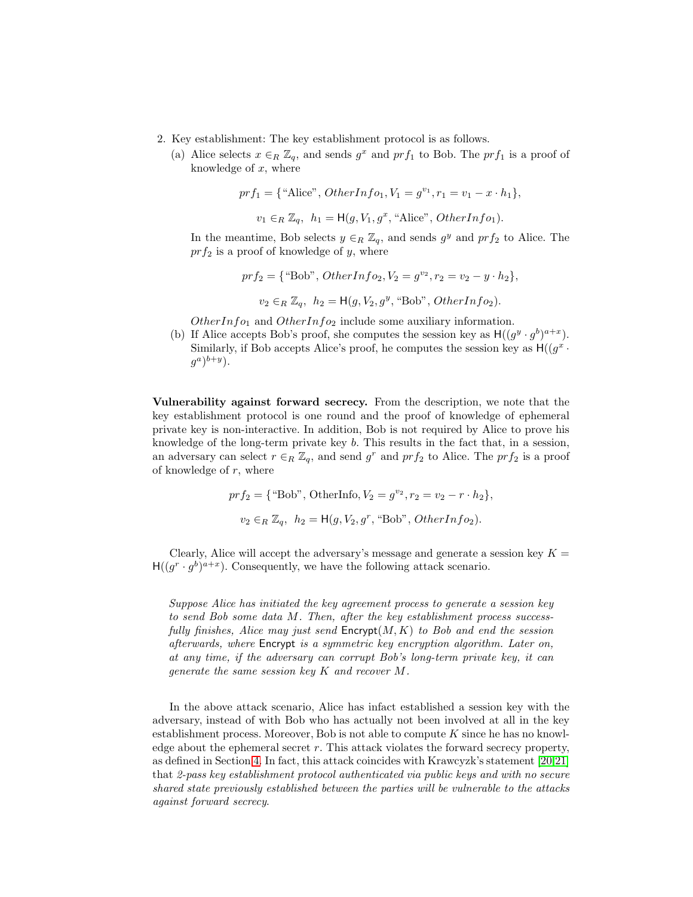2. Key establishment: The key establishment protocol is as follows.
   (a) Alice selects $x \in_R \mathbb{Z}_q$, and sends $g^x$ and $prf_1$ to Bob. The $prf_1$ is a proof of knowledge of $x$, where

   $$prf_1 = \{\text{"Alice"}, OtherInfo_1, V_1 = g^{v_1}, r_1 = v_1 - x \cdot h_1\},$$

   $$v_1 \in_R \mathbb{Z}_q,\ \ h_1 = \mathsf{H}(g, V_1, g^x, \text{"Alice"}, OtherInfo_1).$$

   In the meantime, Bob selects $y \in_R \mathbb{Z}_q$, and sends $g^y$ and $prf_2$ to Alice. The $prf_2$ is a proof of knowledge of $y$, where

   $$prf_2 = \{\text{"Bob"}, OtherInfo_2, V_2 = g^{v_2}, r_2 = v_2 - y \cdot h_2\},$$

   $$v_2 \in_R \mathbb{Z}_q,\ \ h_2 = \mathsf{H}(g, V_2, g^y, \text{"Bob"}, OtherInfo_2).$$

   $OtherInfo_1$ and $OtherInfo_2$ include some auxiliary information.

   (b) If Alice accepts Bob's proof, she computes the session key as $\mathsf{H}((g^y \cdot g^b)^{a+x})$. Similarly, if Bob accepts Alice's proof, he computes the session key as $\mathsf{H}((g^x \cdot g^a)^{b+y})$.

**Vulnerability against forward secrecy.** From the description, we note that the key establishment protocol is one round and the proof of knowledge of ephemeral private key is non-interactive. In addition, Bob is not required by Alice to prove his knowledge of the long-term private key $b$. This results in the fact that, in a session, an adversary can select $r \in_R \mathbb{Z}_q$, and send $g^r$ and $prf_2$ to Alice. The $prf_2$ is a proof of knowledge of $r$, where

$$prf_2 = \{\text{"Bob"}, \text{OtherInfo}, V_2 = g^{v_2}, r_2 = v_2 - r \cdot h_2\},$$

$$v_2 \in_R \mathbb{Z}_q,\ \ h_2 = \mathsf{H}(g, V_2, g^r, \text{"Bob"}, OtherInfo_2).$$

Clearly, Alice will accept the adversary's message and generate a session key $K = \mathsf{H}((g^r \cdot g^b)^{a+x})$. Consequently, we have the following attack scenario.

*Suppose Alice has initiated the key agreement process to generate a session key to send Bob some data $M$. Then, after the key establishment process successfully finishes, Alice may just send $\mathsf{Encrypt}(M, K)$ to Bob and end the session afterwards, where $\mathsf{Encrypt}$ is a symmetric key encryption algorithm. Later on, at any time, if the adversary can corrupt Bob's long-term private key, it can generate the same session key $K$ and recover $M$.*

In the above attack scenario, Alice has infact established a session key with the adversary, instead of with Bob who has actually not been involved at all in the key establishment process. Moreover, Bob is not able to compute $K$ since he has no knowledge about the ephemeral secret $r$. This attack violates the forward secrecy property, as defined in Section 4. In fact, this attack coincides with Krawcyzk's statement [20,21] that *2-pass key establishment protocol authenticated via public keys and with no secure shared state previously established between the parties will be vulnerable to the attacks against forward secrecy*.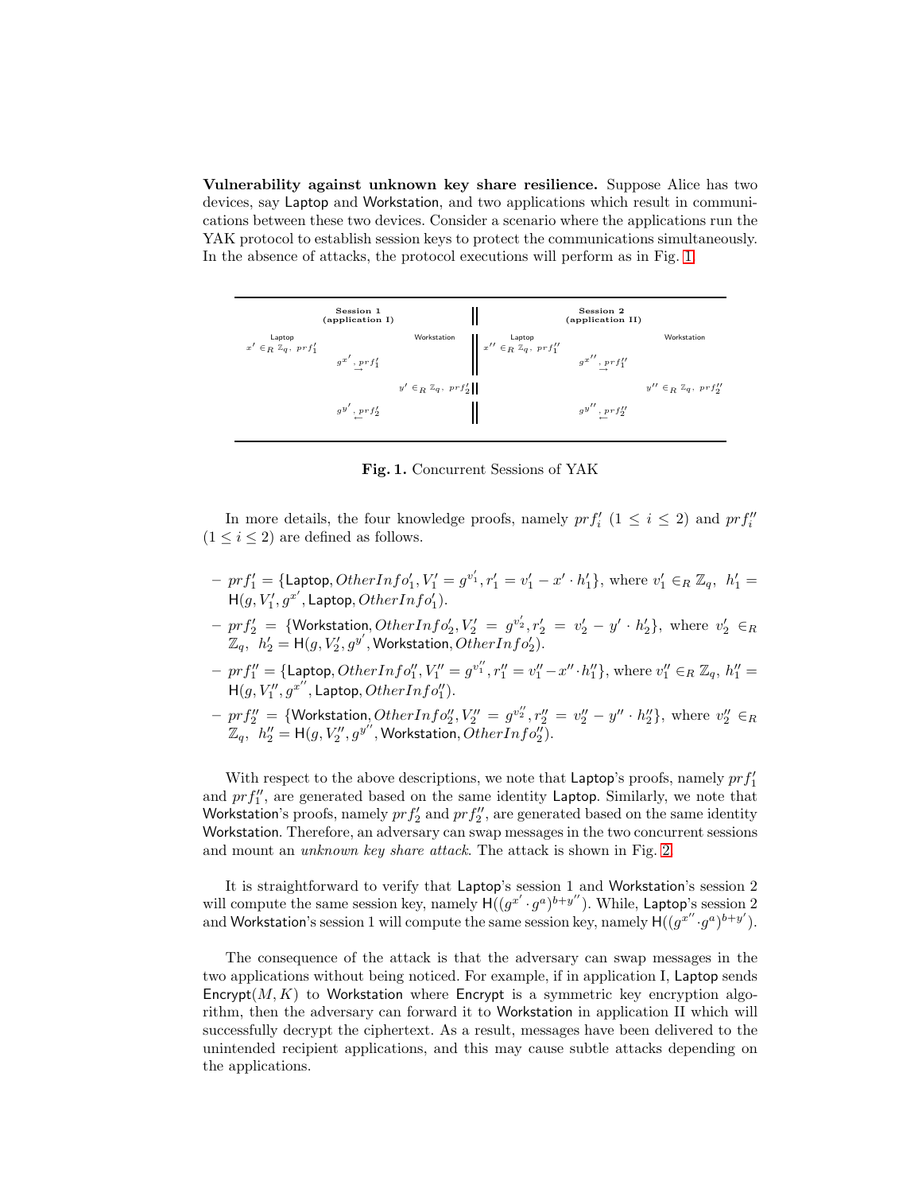**Vulnerability against unknown key share resilience.** Suppose Alice has two devices, say Laptop and Workstation, and two applications which result in communications between these two devices. Consider a scenario where the applications run the YAK protocol to establish session keys to protect the communications simultaneously. In the absence of attacks, the protocol executions will perform as in Fig. 1.

| Session 1 (application I) | | | Session 2 (application II) | | |
|---|---|---|---|---|---|
| Laptop | | Workstation | Laptop | | Workstation |
| $x' \in_R \mathbb{Z}_q,\ prf_1'$ | | | $x'' \in_R \mathbb{Z}_q,\ prf_1''$ | | |
| | $\overset{g^{x'},\ prf_1'}{\longrightarrow}$ | | | $\overset{g^{x''},\ prf_1''}{\longrightarrow}$ | |
| | | $y' \in_R \mathbb{Z}_q,\ prf_2'$ | | | $y'' \in_R \mathbb{Z}_q,\ prf_2''$ |
| | $\overset{g^{y'},\ prf_2'}{\longleftarrow}$ | | | $\overset{g^{y''},\ prf_2''}{\longleftarrow}$ | |

**Fig. 1.** Concurrent Sessions of YAK

In more details, the four knowledge proofs, namely $prf_i'$ $(1 \le i \le 2)$ and $prf_i''$ $(1 \le i \le 2)$ are defined as follows.

- $prf_1' = \{\mathsf{Laptop}, OtherInfo_1', V_1' = g^{v_1'}, r_1' = v_1' - x' \cdot h_1'\}$, where $v_1' \in_R \mathbb{Z}_q$, $h_1' = \mathsf{H}(g, V_1', g^{x'}, \mathsf{Laptop}, OtherInfo_1')$.
- $prf_2' = \{\mathsf{Workstation}, OtherInfo_2', V_2' = g^{v_2'}, r_2' = v_2' - y' \cdot h_2'\}$, where $v_2' \in_R \mathbb{Z}_q$, $h_2' = \mathsf{H}(g, V_2', g^{y'}, \mathsf{Workstation}, OtherInfo_2')$.
- $prf_1'' = \{\mathsf{Laptop}, OtherInfo_1'', V_1'' = g^{v_1''}, r_1'' = v_1'' - x'' \cdot h_1''\}$, where $v_1'' \in_R \mathbb{Z}_q$, $h_1'' = \mathsf{H}(g, V_1'', g^{x''}, \mathsf{Laptop}, OtherInfo_1'')$.
- $prf_2'' = \{\mathsf{Workstation}, OtherInfo_2'', V_2'' = g^{v_2''}, r_2'' = v_2'' - y'' \cdot h_2''\}$, where $v_2'' \in_R \mathbb{Z}_q$, $h_2'' = \mathsf{H}(g, V_2'', g^{y''}, \mathsf{Workstation}, OtherInfo_2'')$.

With respect to the above descriptions, we note that Laptop's proofs, namely $prf_1'$ and $prf_1''$, are generated based on the same identity Laptop. Similarly, we note that Workstation's proofs, namely $prf_2'$ and $prf_2''$, are generated based on the same identity Workstation. Therefore, an adversary can swap messages in the two concurrent sessions and mount an *unknown key share attack*. The attack is shown in Fig. 2.

It is straightforward to verify that Laptop's session 1 and Workstation's session 2 will compute the same session key, namely $\mathsf{H}((g^{x'} \cdot g^a)^{b+y''})$. While, Laptop's session 2 and Workstation's session 1 will compute the same session key, namely $\mathsf{H}((g^{x''} \cdot g^a)^{b+y'})$.

The consequence of the attack is that the adversary can swap messages in the two applications without being noticed. For example, if in application I, Laptop sends $\mathsf{Encrypt}(M, K)$ to Workstation where Encrypt is a symmetric key encryption algorithm, then the adversary can forward it to Workstation in application II which will successfully decrypt the ciphertext. As a result, messages have been delivered to the unintended recipient applications, and this may cause subtle attacks depending on the applications.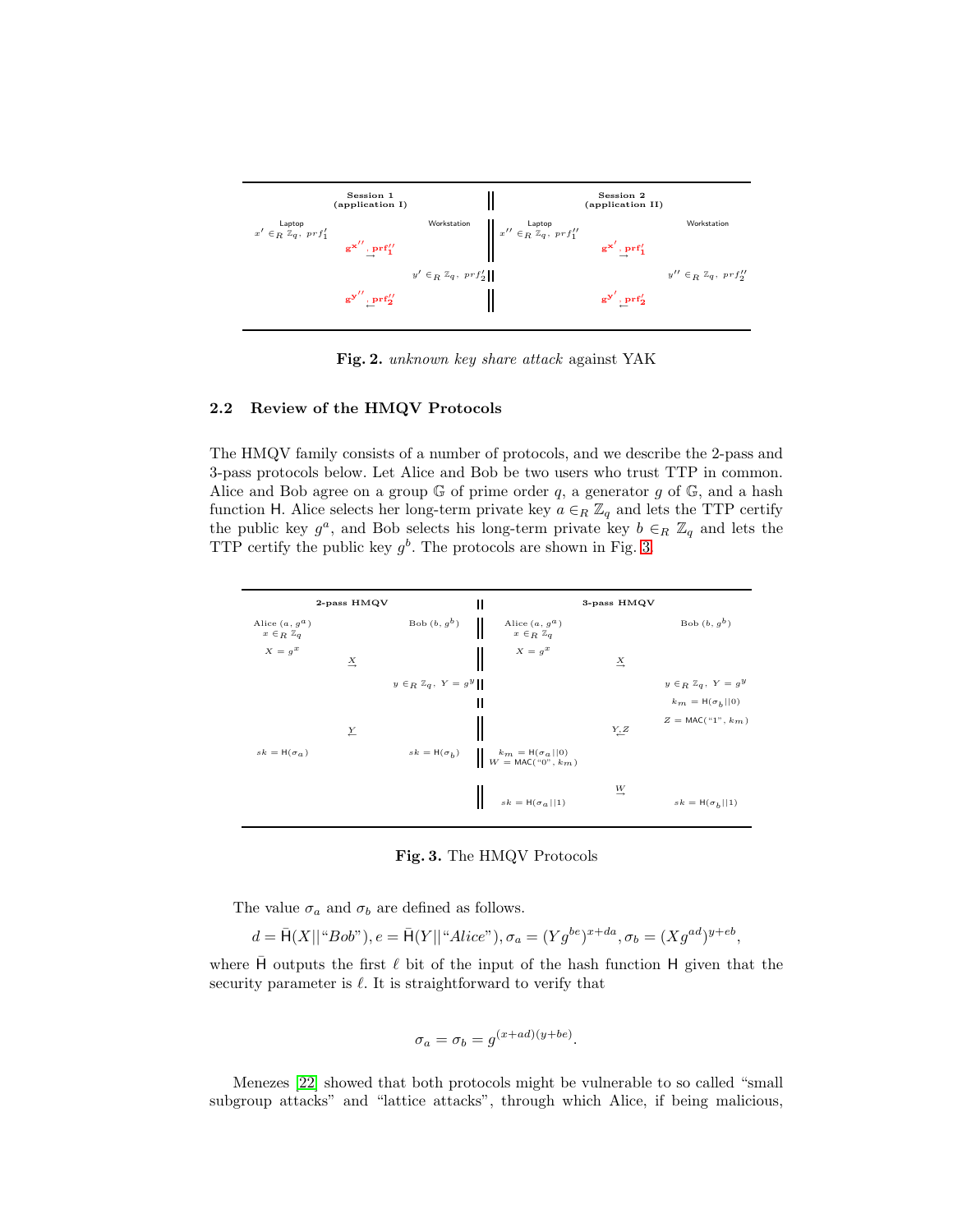| Session 1 (application I) | | | Session 2 (application II) | | |
|---|---|---|---|---|---|
| Laptop | | Workstation | Laptop | | Workstation |
| $x' \in_R \mathbb{Z}_q,\ prf_1'$ | | | $x'' \in_R \mathbb{Z}_q,\ prf_1''$ | | |
| | $\mathbf{g^{x''}}, \mathbf{prf_1''}$ $\rightarrow$ | | | $\mathbf{g^{x'}}, \mathbf{prf_1'}$ $\rightarrow$ | |
| | | $y' \in_R \mathbb{Z}_q,\ prf_2'$ | | | $y'' \in_R \mathbb{Z}_q,\ prf_2''$ |
| | $\mathbf{g^{y''}}, \mathbf{prf_2''}$ $\leftarrow$ | | | $\mathbf{g^{y'}}, \mathbf{prf_2'}$ $\leftarrow$ | |

**Fig. 2.** *unknown key share attack* against YAK

### 2.2 Review of the HMQV Protocols

The HMQV family consists of a number of protocols, and we describe the 2-pass and 3-pass protocols below. Let Alice and Bob be two users who trust TTP in common. Alice and Bob agree on a group $\mathbb{G}$ of prime order $q$, a generator $g$ of $\mathbb{G}$, and a hash function $\mathsf{H}$. Alice selects her long-term private key $a \in_R \mathbb{Z}_q$ and lets the TTP certify the public key $g^a$, and Bob selects his long-term private key $b \in_R \mathbb{Z}_q$ and lets the TTP certify the public key $g^b$. The protocols are shown in Fig. 3.

| 2-pass HMQV | | | 3-pass HMQV | | |
|---|---|---|---|---|---|
| Alice $(a, g^a)$ | | Bob $(b, g^b)$ | Alice $(a, g^a)$ | | Bob $(b, g^b)$ |
| $x \in_R \mathbb{Z}_q$ | | | $x \in_R \mathbb{Z}_q$ | | |
| $X = g^x$ | | | $X = g^x$ | | |
| | $\xrightarrow{X}$ | | | $\xrightarrow{X}$ | |
| | | $y \in_R \mathbb{Z}_q,\ Y = g^y$ | | | $y \in_R \mathbb{Z}_q,\ Y = g^y$ |
| | | | | | $k_m = \mathsf{H}(\sigma_b \vert\vert 0)$ |
| | | | | | $Z = \mathsf{MAC}(\text{“1”}, k_m)$ |
| | $\xleftarrow{Y}$ | | | $\xleftarrow{Y, Z}$ | |
| $sk = \mathsf{H}(\sigma_a)$ | | $sk = \mathsf{H}(\sigma_b)$ | $k_m = \mathsf{H}(\sigma_a \vert\vert 0)$ | | |
| | | | $W = \mathsf{MAC}(\text{“0”}, k_m)$ | | |
| | | | | $\xrightarrow{W}$ | |
| | | | $sk = \mathsf{H}(\sigma_a \vert\vert 1)$ | | $sk = \mathsf{H}(\sigma_b \vert\vert 1)$ |

**Fig. 3.** The HMQV Protocols

The value $\sigma_a$ and $\sigma_b$ are defined as follows.

$$d = \bar{\mathsf{H}}(X||\text{“}Bob\text{”}), e = \bar{\mathsf{H}}(Y||\text{“}Alice\text{”}), \sigma_a = (Yg^{be})^{x+da}, \sigma_b = (Xg^{ad})^{y+eb},$$

where $\bar{\mathsf{H}}$ outputs the first $\ell$ bit of the input of the hash function $\mathsf{H}$ given that the security parameter is $\ell$. It is straightforward to verify that

$$\sigma_a = \sigma_b = g^{(x+ad)(y+be)}.$$

Menezes [22] showed that both protocols might be vulnerable to so called “small subgroup attacks” and “lattice attacks”, through which Alice, if being malicious,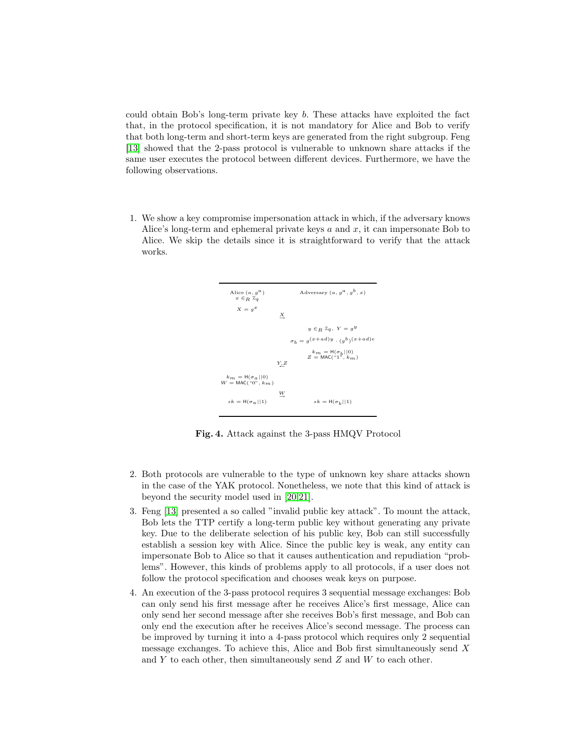could obtain Bob's long-term private key $b$. These attacks have exploited the fact that, in the protocol specification, it is not mandatory for Alice and Bob to verify that both long-term and short-term keys are generated from the right subgroup. Feng [13] showed that the 2-pass protocol is vulnerable to unknown share attacks if the same user executes the protocol between different devices. Furthermore, we have the following observations.

1. We show a key compromise impersonation attack in which, if the adversary knows Alice's long-term and ephemeral private keys $a$ and $x$, it can impersonate Bob to Alice. We skip the details since it is straightforward to verify that the attack works.

| Alice $(a, g^a)$ | | Adversary $(a, g^a, g^b, x)$ |
|---|---|---|
| $x \in_R \mathbb{Z}_q$ | | |
| $X = g^x$ | $\xrightarrow{X}$ | |
| | | $y \in_R \mathbb{Z}_q,\ Y = g^y$ |
| | | $\sigma_b = g^{(x+ad)y} \cdot (g^b)^{(x+ad)e}$ |
| | | $k_m = \mathsf{H}(\sigma_b\|\|0)$ <br> $Z = \mathsf{MAC}(\text{“1”}, k_m)$ |
| | $\xleftarrow{Y,Z}$ | |
| $k_m = \mathsf{H}(\sigma_a\|\|0)$ <br> $W = \mathsf{MAC}(\text{“0”}, k_m)$ | | |
| | $\xrightarrow{W}$ | |
| $sk = \mathsf{H}(\sigma_a\|\|1)$ | | $sk = \mathsf{H}(\sigma_b\|\|1)$ |

**Fig. 4.** Attack against the 3-pass HMQV Protocol

2. Both protocols are vulnerable to the type of unknown key share attacks shown in the case of the YAK protocol. Nonetheless, we note that this kind of attack is beyond the security model used in [20,21].
3. Feng [13] presented a so called "invalid public key attack". To mount the attack, Bob lets the TTP certify a long-term public key without generating any private key. Due to the deliberate selection of his public key, Bob can still successfully establish a session key with Alice. Since the public key is weak, any entity can impersonate Bob to Alice so that it causes authentication and repudiation "problems". However, this kinds of problems apply to all protocols, if a user does not follow the protocol specification and chooses weak keys on purpose.
4. An execution of the 3-pass protocol requires 3 sequential message exchanges: Bob can only send his first message after he receives Alice's first message, Alice can only send her second message after she receives Bob's first message, and Bob can only end the execution after he receives Alice's second message. The process can be improved by turning it into a 4-pass protocol which requires only 2 sequential message exchanges. To achieve this, Alice and Bob first simultaneously send $X$ and $Y$ to each other, then simultaneously send $Z$ and $W$ to each other.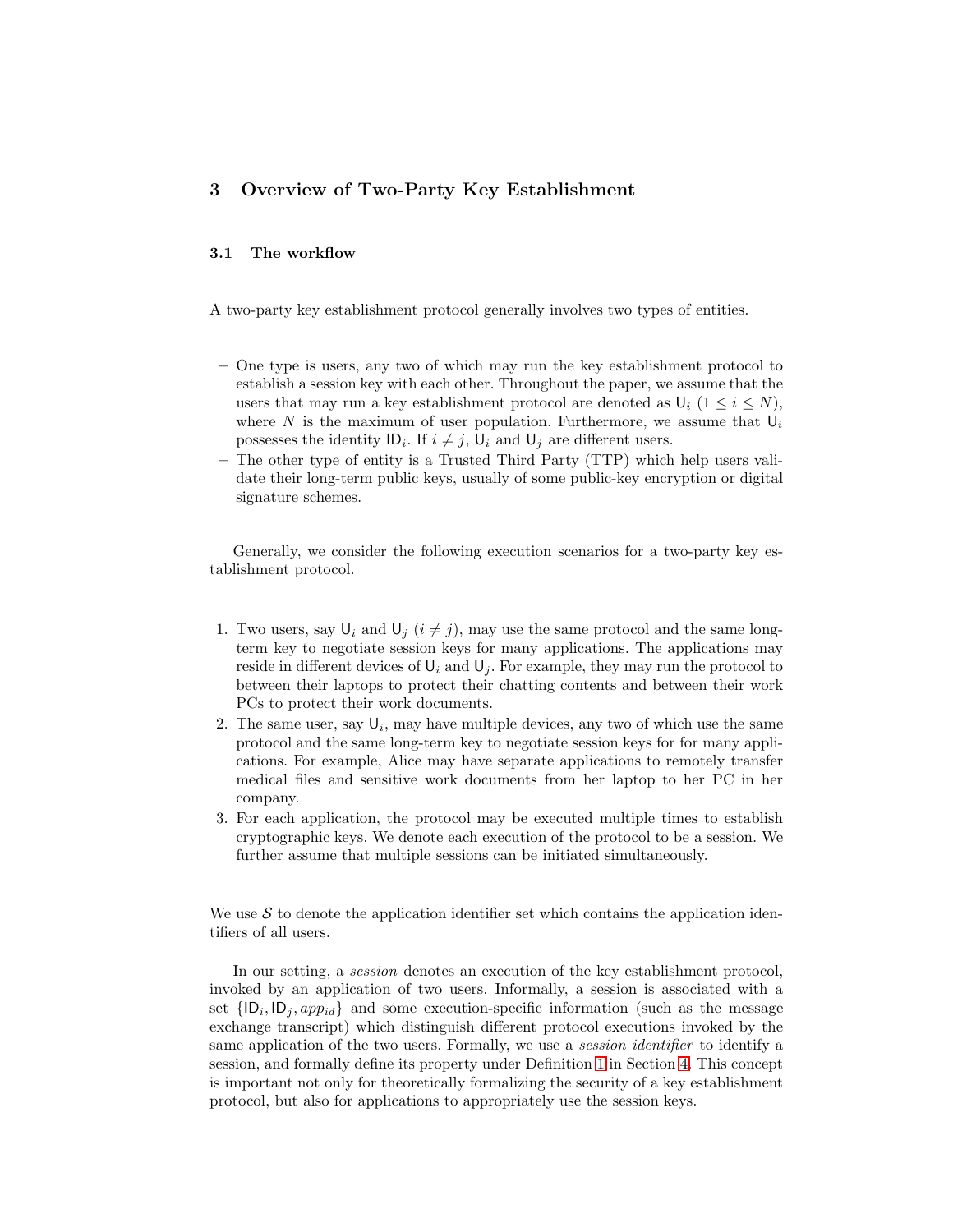## 3 Overview of Two-Party Key Establishment

### 3.1 The workflow

A two-party key establishment protocol generally involves two types of entities.

- One type is users, any two of which may run the key establishment protocol to establish a session key with each other. Throughout the paper, we assume that the users that may run a key establishment protocol are denoted as $\mathsf{U}_i$ ($1 \leq i \leq N$), where $N$ is the maximum of user population. Furthermore, we assume that $\mathsf{U}_i$ possesses the identity $\mathsf{ID}_i$. If $i \neq j$, $\mathsf{U}_i$ and $\mathsf{U}_j$ are different users.
- The other type of entity is a Trusted Third Party (TTP) which help users validate their long-term public keys, usually of some public-key encryption or digital signature schemes.

Generally, we consider the following execution scenarios for a two-party key establishment protocol.

1. Two users, say $\mathsf{U}_i$ and $\mathsf{U}_j$ ($i \neq j$), may use the same protocol and the same long-term key to negotiate session keys for many applications. The applications may reside in different devices of $\mathsf{U}_i$ and $\mathsf{U}_j$. For example, they may run the protocol to between their laptops to protect their chatting contents and between their work PCs to protect their work documents.
2. The same user, say $\mathsf{U}_i$, may have multiple devices, any two of which use the same protocol and the same long-term key to negotiate session keys for for many applications. For example, Alice may have separate applications to remotely transfer medical files and sensitive work documents from her laptop to her PC in her company.
3. For each application, the protocol may be executed multiple times to establish cryptographic keys. We denote each execution of the protocol to be a session. We further assume that multiple sessions can be initiated simultaneously.

We use $\mathcal{S}$ to denote the application identifier set which contains the application identifiers of all users.

In our setting, a *session* denotes an execution of the key establishment protocol, invoked by an application of two users. Informally, a session is associated with a set $\{\mathsf{ID}_i, \mathsf{ID}_j, app_{id}\}$ and some execution-specific information (such as the message exchange transcript) which distinguish different protocol executions invoked by the same application of the two users. Formally, we use a *session identifier* to identify a session, and formally define its property under Definition 1 in Section 4. This concept is important not only for theoretically formalizing the security of a key establishment protocol, but also for applications to appropriately use the session keys.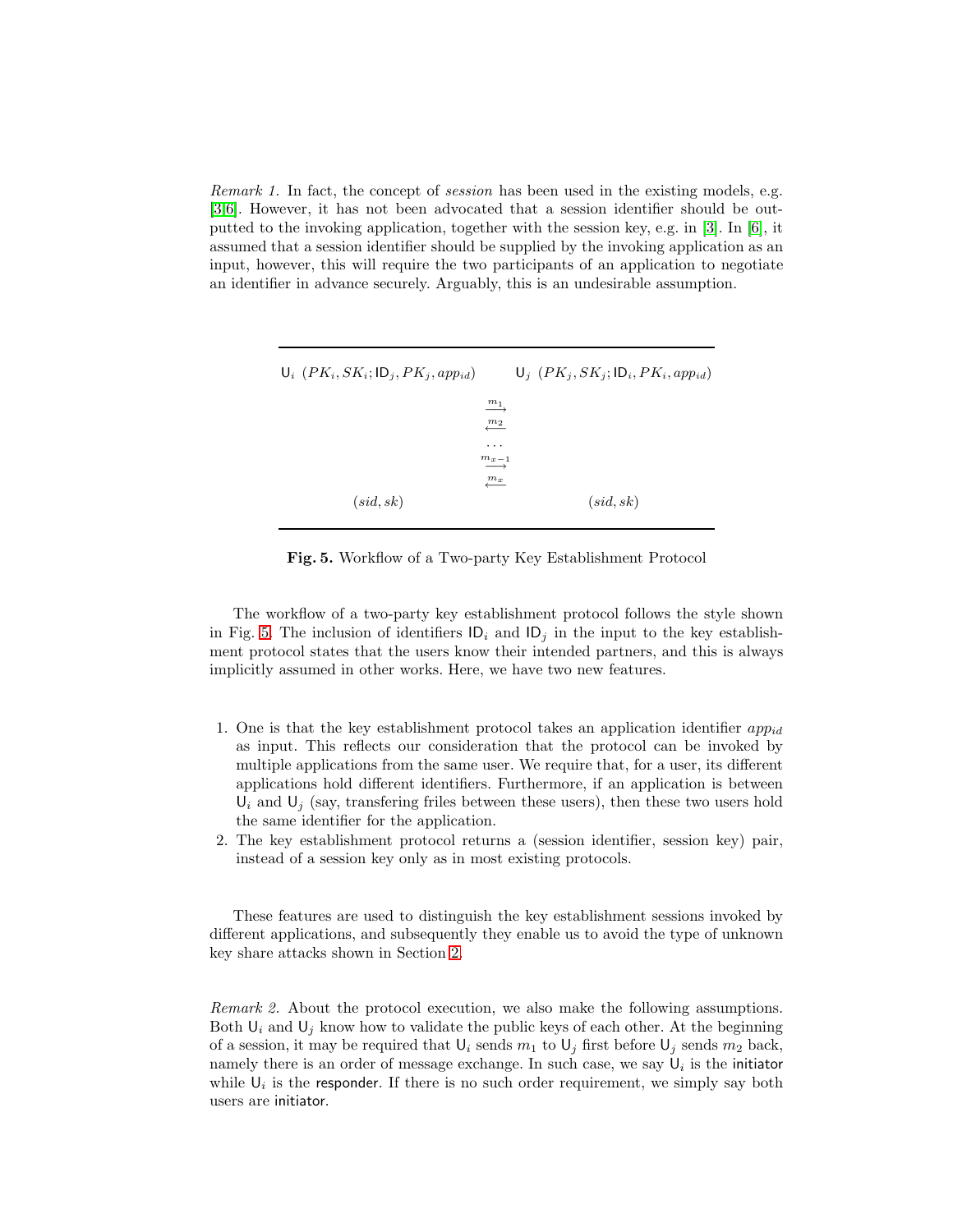*Remark 1.* In fact, the concept of *session* has been used in the existing models, e.g. [3,6]. However, it has not been advocated that a session identifier should be outputted to the invoking application, together with the session key, e.g. in [3]. In [6], it assumed that a session identifier should be supplied by the invoking application as an input, however, this will require the two participants of an application to negotiate an identifier in advance securely. Arguably, this is an undesirable assumption.

| $\mathsf{U}_i$ $(PK_i, SK_i; \mathsf{ID}_j, PK_j, app_{id})$ | | $\mathsf{U}_j$ $(PK_j, SK_j; \mathsf{ID}_i, PK_i, app_{id})$ |
|---|---|---|
| | $\xrightarrow{m_1}$ | |
| | $\xleftarrow{m_2}$ | |
| | $\dots$ | |
| | $\xrightarrow{m_{x-1}}$ | |
| | $\xleftarrow{m_x}$ | |
| $(sid, sk)$ | | $(sid, sk)$ |

**Fig. 5.** Workflow of a Two-party Key Establishment Protocol

The workflow of a two-party key establishment protocol follows the style shown in Fig. 5. The inclusion of identifiers $\mathsf{ID}_i$ and $\mathsf{ID}_j$ in the input to the key establishment protocol states that the users know their intended partners, and this is always implicitly assumed in other works. Here, we have two new features.

1. One is that the key establishment protocol takes an application identifier $app_{id}$ as input. This reflects our consideration that the protocol can be invoked by multiple applications from the same user. We require that, for a user, its different applications hold different identifiers. Furthermore, if an application is between $\mathsf{U}_i$ and $\mathsf{U}_j$ (say, transfering friles between these users), then these two users hold the same identifier for the application.
2. The key establishment protocol returns a (session identifier, session key) pair, instead of a session key only as in most existing protocols.

These features are used to distinguish the key establishment sessions invoked by different applications, and subsequently they enable us to avoid the type of unknown key share attacks shown in Section 2.

*Remark 2.* About the protocol execution, we also make the following assumptions. Both $\mathsf{U}_i$ and $\mathsf{U}_j$ know how to validate the public keys of each other. At the beginning of a session, it may be required that $\mathsf{U}_i$ sends $m_1$ to $\mathsf{U}_j$ first before $\mathsf{U}_j$ sends $m_2$ back, namely there is an order of message exchange. In such case, we say $\mathsf{U}_i$ is the initiator while $\mathsf{U}_i$ is the responder. If there is no such order requirement, we simply say both users are initiator.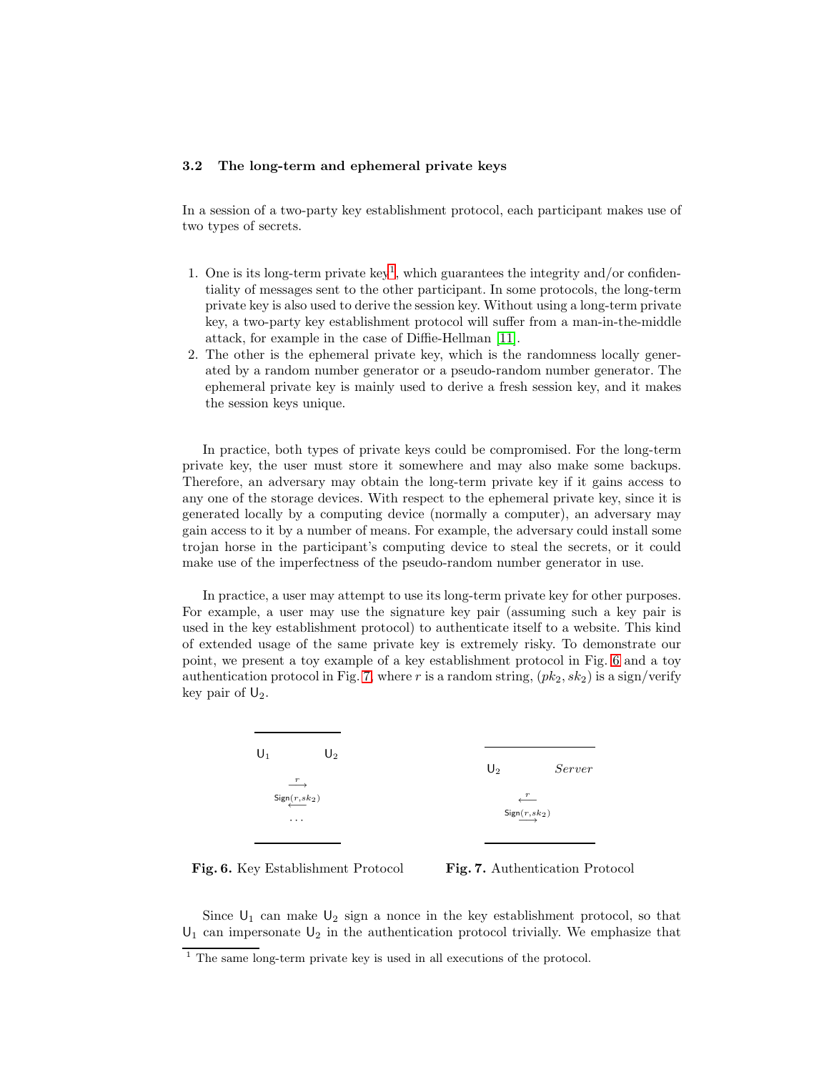### 3.2 The long-term and ephemeral private keys

In a session of a two-party key establishment protocol, each participant makes use of two types of secrets.

1. One is its long-term private key[1], which guarantees the integrity and/or confidentiality of messages sent to the other participant. In some protocols, the long-term private key is also used to derive the session key. Without using a long-term private key, a two-party key establishment protocol will suffer from a man-in-the-middle attack, for example in the case of Diffie-Hellman [11].
2. The other is the ephemeral private key, which is the randomness locally generated by a random number generator or a pseudo-random number generator. The ephemeral private key is mainly used to derive a fresh session key, and it makes the session keys unique.

In practice, both types of private keys could be compromised. For the long-term private key, the user must store it somewhere and may also make some backups. Therefore, an adversary may obtain the long-term private key if it gains access to any one of the storage devices. With respect to the ephemeral private key, since it is generated locally by a computing device (normally a computer), an adversary may gain access to it by a number of means. For example, the adversary could install some trojan horse in the participant's computing device to steal the secrets, or it could make use of the imperfectness of the pseudo-random number generator in use.

In practice, a user may attempt to use its long-term private key for other purposes. For example, a user may use the signature key pair (assuming such a key pair is used in the key establishment protocol) to authenticate itself to a website. This kind of extended usage of the same private key is extremely risky. To demonstrate our point, we present a toy example of a key establishment protocol in Fig. 6 and a toy authentication protocol in Fig. 7, where $r$ is a random string, $(pk_2, sk_2)$ is a sign/verify key pair of $\mathsf{U}_2$.

| $\mathsf{U}_1$ | | $\mathsf{U}_2$ |
|---|---|---|
| | $\xrightarrow{r}$ | |
| | $\xleftarrow{\mathsf{Sign}(r, sk_2)}$ | |
| | $\cdots$ | |

**Fig. 6.** Key Establishment Protocol

| $\mathsf{U}_2$ | | $Server$ |
|---|---|---|
| | $\xleftarrow{r}$ | |
| | $\xrightarrow{\mathsf{Sign}(r, sk_2)}$ | |

**Fig. 7.** Authentication Protocol

Since $\mathsf{U}_1$ can make $\mathsf{U}_2$ sign a nonce in the key establishment protocol, so that $\mathsf{U}_1$ can impersonate $\mathsf{U}_2$ in the authentication protocol trivially. We emphasize that

[1] The same long-term private key is used in all executions of the protocol.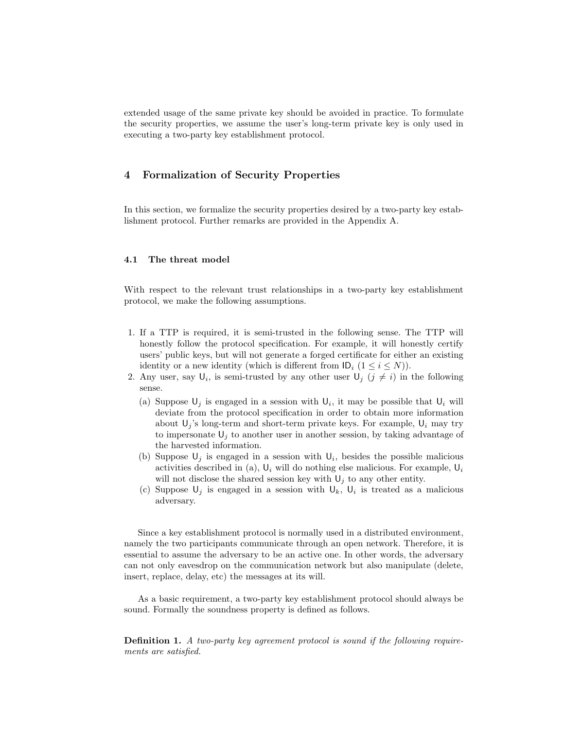extended usage of the same private key should be avoided in practice. To formulate the security properties, we assume the user's long-term private key is only used in executing a two-party key establishment protocol.

## 4 Formalization of Security Properties

In this section, we formalize the security properties desired by a two-party key establishment protocol. Further remarks are provided in the Appendix A.

### 4.1 The threat model

With respect to the relevant trust relationships in a two-party key establishment protocol, we make the following assumptions.

1. If a TTP is required, it is semi-trusted in the following sense. The TTP will honestly follow the protocol specification. For example, it will honestly certify users' public keys, but will not generate a forged certificate for either an existing identity or a new identity (which is different from $\mathsf{ID}_i$ $(1 \leq i \leq N)$).
2. Any user, say $\mathsf{U}_i$, is semi-trusted by any other user $\mathsf{U}_j$ $(j \neq i)$ in the following sense.
   (a) Suppose $\mathsf{U}_j$ is engaged in a session with $\mathsf{U}_i$, it may be possible that $\mathsf{U}_i$ will deviate from the protocol specification in order to obtain more information about $\mathsf{U}_j$'s long-term and short-term private keys. For example, $\mathsf{U}_i$ may try to impersonate $\mathsf{U}_j$ to another user in another session, by taking advantage of the harvested information.
   (b) Suppose $\mathsf{U}_j$ is engaged in a session with $\mathsf{U}_i$, besides the possible malicious activities described in (a), $\mathsf{U}_i$ will do nothing else malicious. For example, $\mathsf{U}_i$ will not disclose the shared session key with $\mathsf{U}_j$ to any other entity.
   (c) Suppose $\mathsf{U}_j$ is engaged in a session with $\mathsf{U}_k$, $\mathsf{U}_i$ is treated as a malicious adversary.

Since a key establishment protocol is normally used in a distributed environment, namely the two participants communicate through an open network. Therefore, it is essential to assume the adversary to be an active one. In other words, the adversary can not only eavesdrop on the communication network but also manipulate (delete, insert, replace, delay, etc) the messages at its will.

As a basic requirement, a two-party key establishment protocol should always be sound. Formally the soundness property is defined as follows.

**Definition 1.** *A two-party key agreement protocol is sound if the following requirements are satisfied.*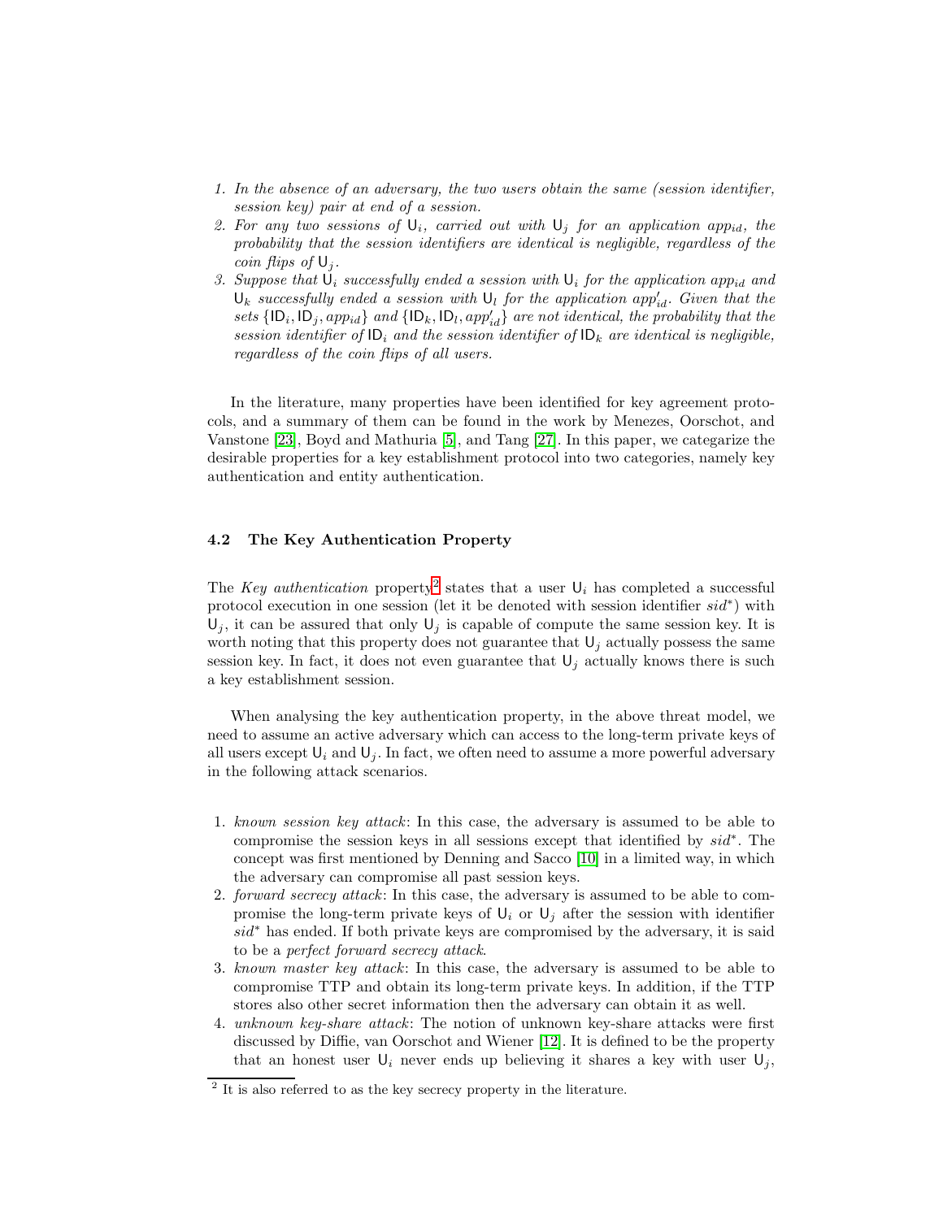1. *In the absence of an adversary, the two users obtain the same (session identifier, session key) pair at end of a session.*
2. *For any two sessions of $\mathsf{U}_i$, carried out with $\mathsf{U}_j$ for an application $app_{id}$, the probability that the session identifiers are identical is negligible, regardless of the coin flips of $\mathsf{U}_j$.*
3. *Suppose that $\mathsf{U}_i$ successfully ended a session with $\mathsf{U}_i$ for the application $app_{id}$ and $\mathsf{U}_k$ successfully ended a session with $\mathsf{U}_l$ for the application $app'_{id}$. Given that the sets $\{\mathsf{ID}_i, \mathsf{ID}_j, app_{id}\}$ and $\{\mathsf{ID}_k, \mathsf{ID}_l, app'_{id}\}$ are not identical, the probability that the session identifier of $\mathsf{ID}_i$ and the session identifier of $\mathsf{ID}_k$ are identical is negligible, regardless of the coin flips of all users.*

In the literature, many properties have been identified for key agreement protocols, and a summary of them can be found in the work by Menezes, Oorschot, and Vanstone [23], Boyd and Mathuria [5], and Tang [27]. In this paper, we categarize the desirable properties for a key establishment protocol into two categories, namely key authentication and entity authentication.

### 4.2 The Key Authentication Property

The *Key authentication* property[2] states that a user $\mathsf{U}_i$ has completed a successful protocol execution in one session (let it be denoted with session identifier $sid^*$) with $\mathsf{U}_j$, it can be assured that only $\mathsf{U}_j$ is capable of compute the same session key. It is worth noting that this property does not guarantee that $\mathsf{U}_j$ actually possess the same session key. In fact, it does not even guarantee that $\mathsf{U}_j$ actually knows there is such a key establishment session.

When analysing the key authentication property, in the above threat model, we need to assume an active adversary which can access to the long-term private keys of all users except $\mathsf{U}_i$ and $\mathsf{U}_j$. In fact, we often need to assume a more powerful adversary in the following attack scenarios.

1. *known session key attack*: In this case, the adversary is assumed to be able to compromise the session keys in all sessions except that identified by $sid^*$. The concept was first mentioned by Denning and Sacco [10] in a limited way, in which the adversary can compromise all past session keys.
2. *forward secrecy attack*: In this case, the adversary is assumed to be able to compromise the long-term private keys of $\mathsf{U}_i$ or $\mathsf{U}_j$ after the session with identifier $sid^*$ has ended. If both private keys are compromised by the adversary, it is said to be a *perfect forward secrecy attack*.
3. *known master key attack*: In this case, the adversary is assumed to be able to compromise TTP and obtain its long-term private keys. In addition, if the TTP stores also other secret information then the adversary can obtain it as well.
4. *unknown key-share attack*: The notion of unknown key-share attacks were first discussed by Diffie, van Oorschot and Wiener [12]. It is defined to be the property that an honest user $\mathsf{U}_i$ never ends up believing it shares a key with user $\mathsf{U}_j$,

[2] It is also referred to as the key secrecy property in the literature.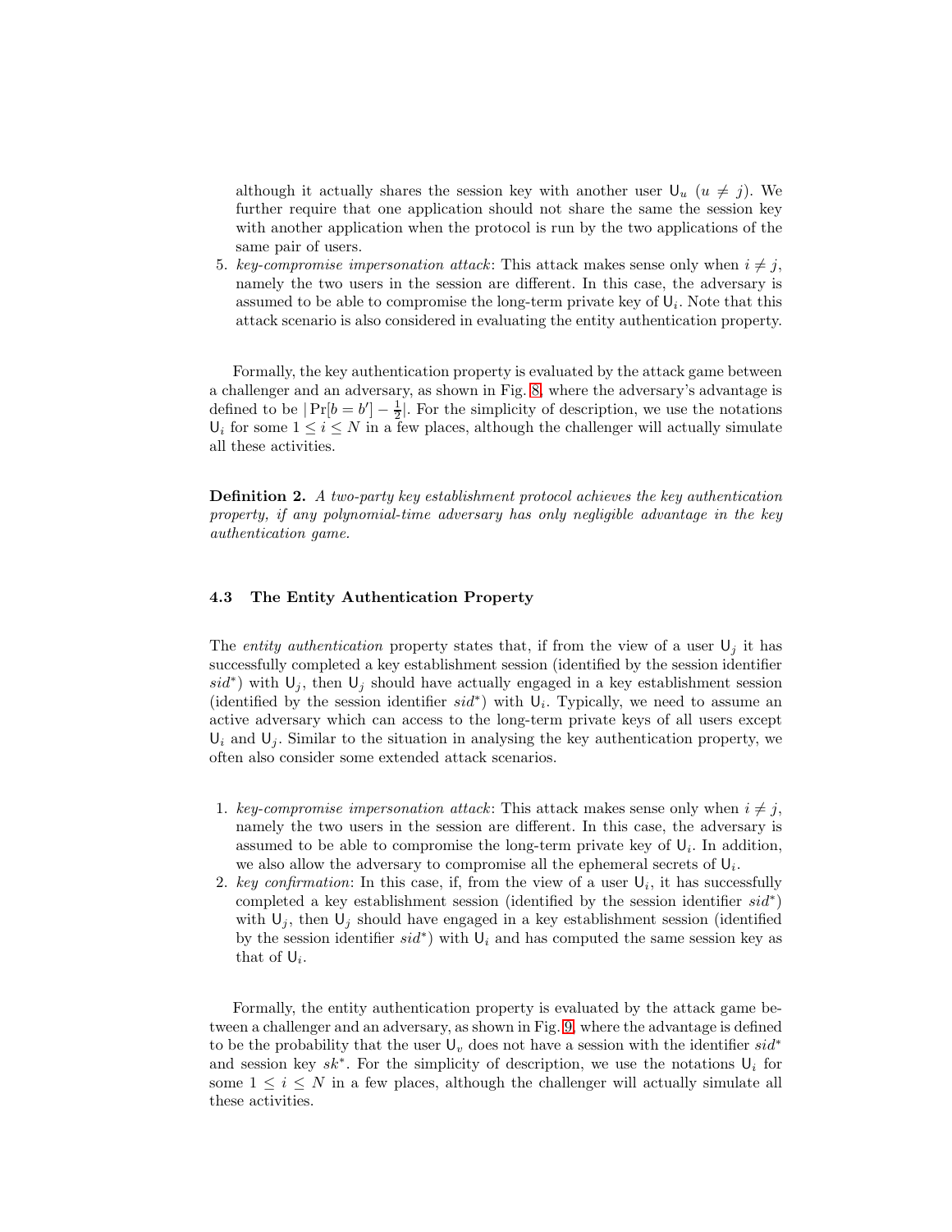although it actually shares the session key with another user $\mathsf{U}_u$ ($u \neq j$). We further require that one application should not share the same the session key with another application when the protocol is run by the two applications of the same pair of users.

5. *key-compromise impersonation attack*: This attack makes sense only when $i \neq j$, namely the two users in the session are different. In this case, the adversary is assumed to be able to compromise the long-term private key of $\mathsf{U}_i$. Note that this attack scenario is also considered in evaluating the entity authentication property.

Formally, the key authentication property is evaluated by the attack game between a challenger and an adversary, as shown in Fig. 8, where the adversary's advantage is defined to be $|\Pr[b = b'] - \frac{1}{2}|$. For the simplicity of description, we use the notations $\mathsf{U}_i$ for some $1 \leq i \leq N$ in a few places, although the challenger will actually simulate all these activities.

**Definition 2.** *A two-party key establishment protocol achieves the key authentication property, if any polynomial-time adversary has only negligible advantage in the key authentication game.*

### 4.3 The Entity Authentication Property

The *entity authentication* property states that, if from the view of a user $\mathsf{U}_j$ it has successfully completed a key establishment session (identified by the session identifier $sid^*$) with $\mathsf{U}_j$, then $\mathsf{U}_j$ should have actually engaged in a key establishment session (identified by the session identifier $sid^*$) with $\mathsf{U}_i$. Typically, we need to assume an active adversary which can access to the long-term private keys of all users except $\mathsf{U}_i$ and $\mathsf{U}_j$. Similar to the situation in analysing the key authentication property, we often also consider some extended attack scenarios.

1. *key-compromise impersonation attack*: This attack makes sense only when $i \neq j$, namely the two users in the session are different. In this case, the adversary is assumed to be able to compromise the long-term private key of $\mathsf{U}_i$. In addition, we also allow the adversary to compromise all the ephemeral secrets of $\mathsf{U}_i$.
2. *key confirmation*: In this case, if, from the view of a user $\mathsf{U}_i$, it has successfully completed a key establishment session (identified by the session identifier $sid^*$) with $\mathsf{U}_j$, then $\mathsf{U}_j$ should have engaged in a key establishment session (identified by the session identifier $sid^*$) with $\mathsf{U}_i$ and has computed the same session key as that of $\mathsf{U}_i$.

Formally, the entity authentication property is evaluated by the attack game between a challenger and an adversary, as shown in Fig. 9, where the advantage is defined to be the probability that the user $\mathsf{U}_v$ does not have a session with the identifier $sid^*$ and session key $sk^*$. For the simplicity of description, we use the notations $\mathsf{U}_i$ for some $1 \leq i \leq N$ in a few places, although the challenger will actually simulate all these activities.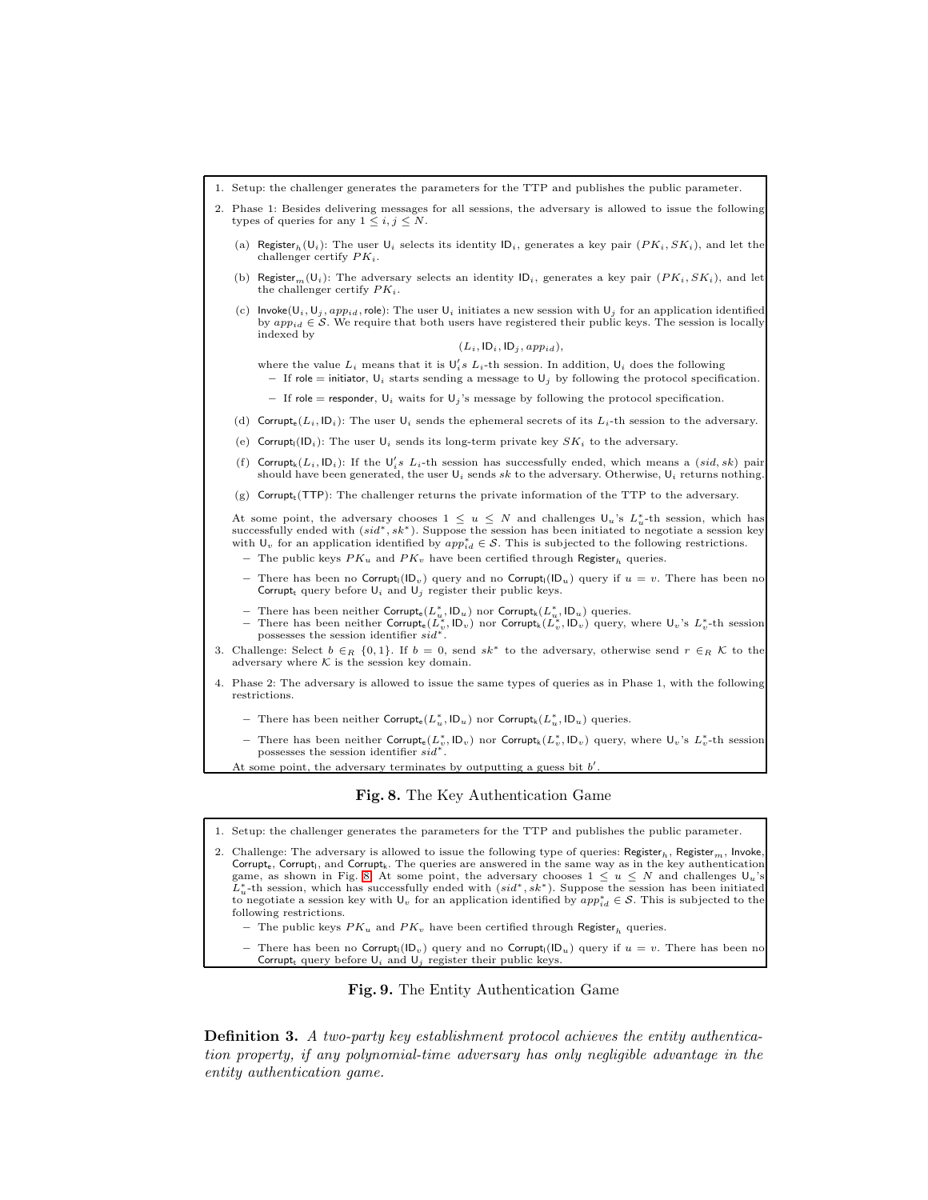1. Setup: the challenger generates the parameters for the TTP and publishes the public parameter.
2. Phase 1: Besides delivering messages for all sessions, the adversary is allowed to issue the following types of queries for any $1 \leq i, j \leq N$.
   (a) $\mathsf{Register}_h(\mathsf{U}_i)$: The user $\mathsf{U}_i$ selects its identity $\mathsf{ID}_i$, generates a key pair $(PK_i, SK_i)$, and let the challenger certify $PK_i$.
   (b) $\mathsf{Register}_m(\mathsf{U}_i)$: The adversary selects an identity $\mathsf{ID}_i$, generates a key pair $(PK_i, SK_i)$, and let the challenger certify $PK_i$.
   (c) $\mathsf{Invoke}(\mathsf{U}_i, \mathsf{U}_j, app_{id}, \mathsf{role})$: The user $\mathsf{U}_i$ initiates a new session with $\mathsf{U}_j$ for an application identified by $app_{id} \in \mathcal{S}$. We require that both users have registered their public keys. The session is locally indexed by
   $$(L_i, \mathsf{ID}_i, \mathsf{ID}_j, app_{id}),$$
   where the value $L_i$ means that it is $\mathsf{U}_i'$s $L_i$-th session. In addition, $\mathsf{U}_i$ does the following
      - If $\mathsf{role} = \mathsf{initiator}$, $\mathsf{U}_i$ starts sending a message to $\mathsf{U}_j$ by following the protocol specification.
      - If $\mathsf{role} = \mathsf{responder}$, $\mathsf{U}_i$ waits for $\mathsf{U}_j$'s message by following the protocol specification.
   (d) $\mathsf{Corrupt_e}(L_i, \mathsf{ID}_i)$: The user $\mathsf{U}_i$ sends the ephemeral secrets of its $L_i$-th session to the adversary.
   (e) $\mathsf{Corrupt_l}(\mathsf{ID}_i)$: The user $\mathsf{U}_i$ sends its long-term private key $SK_i$ to the adversary.
   (f) $\mathsf{Corrupt_k}(L_i, \mathsf{ID}_i)$: If the $\mathsf{U}_i'$s $L_i$-th session has successfully ended, which means a $(sid, sk)$ pair should have been generated, the user $\mathsf{U}_i$ sends $sk$ to the adversary. Otherwise, $\mathsf{U}_i$ returns nothing.
   (g) $\mathsf{Corrupt_t}(\mathsf{TTP})$: The challenger returns the private information of the TTP to the adversary.

   At some point, the adversary chooses $1 \leq u \leq N$ and challenges $\mathsf{U}_u$'s $L_u^*$-th session, which has successfully ended with $(sid^*, sk^*)$. Suppose the session has been initiated to negotiate a session key with $\mathsf{U}_v$ for an application identified by $app_{id}^* \in \mathcal{S}$. This is subjected to the following restrictions.
      - The public keys $PK_u$ and $PK_v$ have been certified through $\mathsf{Register}_h$ queries.
      - There has been no $\mathsf{Corrupt_l}(\mathsf{ID}_v)$ query and no $\mathsf{Corrupt_l}(\mathsf{ID}_u)$ query if $u = v$. There has been no $\mathsf{Corrupt_t}$ query before $\mathsf{U}_i$ and $\mathsf{U}_j$ register their public keys.
      - There has been neither $\mathsf{Corrupt_e}(L_u^*, \mathsf{ID}_u)$ nor $\mathsf{Corrupt_k}(L_u^*, \mathsf{ID}_u)$ queries.
      - There has been neither $\mathsf{Corrupt_e}(L_v^*, \mathsf{ID}_v)$ nor $\mathsf{Corrupt_k}(L_v^*, \mathsf{ID}_v)$ query, where $\mathsf{U}_v$'s $L_v^*$-th session possesses the session identifier $sid^*$.
3. Challenge: Select $b \in_R \{0, 1\}$. If $b = 0$, send $sk^*$ to the adversary, otherwise send $r \in_R \mathcal{K}$ to the adversary where $\mathcal{K}$ is the session key domain.
4. Phase 2: The adversary is allowed to issue the same types of queries as in Phase 1, with the following restrictions.
   - There has been neither $\mathsf{Corrupt_e}(L_u^*, \mathsf{ID}_u)$ nor $\mathsf{Corrupt_k}(L_u^*, \mathsf{ID}_u)$ queries.
   - There has been neither $\mathsf{Corrupt_e}(L_v^*, \mathsf{ID}_v)$ nor $\mathsf{Corrupt_k}(L_v^*, \mathsf{ID}_v)$ query, where $\mathsf{U}_v$'s $L_v^*$-th session possesses the session identifier $sid^*$.

   At some point, the adversary terminates by outputting a guess bit $b'$.

**Fig. 8.** The Key Authentication Game

1. Setup: the challenger generates the parameters for the TTP and publishes the public parameter.
2. Challenge: The adversary is allowed to issue the following type of queries: $\mathsf{Register}_h$, $\mathsf{Register}_m$, $\mathsf{Invoke}$, $\mathsf{Corrupt_e}$, $\mathsf{Corrupt_l}$, and $\mathsf{Corrupt_k}$. The queries are answered in the same way as in the key authentication game, as shown in Fig. 8. At some point, the adversary chooses $1 \leq u \leq N$ and challenges $\mathsf{U}_u$'s $L_u^*$-th session, which has successfully ended with $(sid^*, sk^*)$. Suppose the session has been initiated to negotiate a session key with $\mathsf{U}_v$ for an application identified by $app_{id}^* \in \mathcal{S}$. This is subjected to the following restrictions.
   - The public keys $PK_u$ and $PK_v$ have been certified through $\mathsf{Register}_h$ queries.
   - There has been no $\mathsf{Corrupt_l}(\mathsf{ID}_v)$ query and no $\mathsf{Corrupt_l}(\mathsf{ID}_u)$ query if $u = v$. There has been no $\mathsf{Corrupt_t}$ query before $\mathsf{U}_i$ and $\mathsf{U}_j$ register their public keys.

**Fig. 9.** The Entity Authentication Game

**Definition 3.** *A two-party key establishment protocol achieves the entity authentication property, if any polynomial-time adversary has only negligible advantage in the entity authentication game.*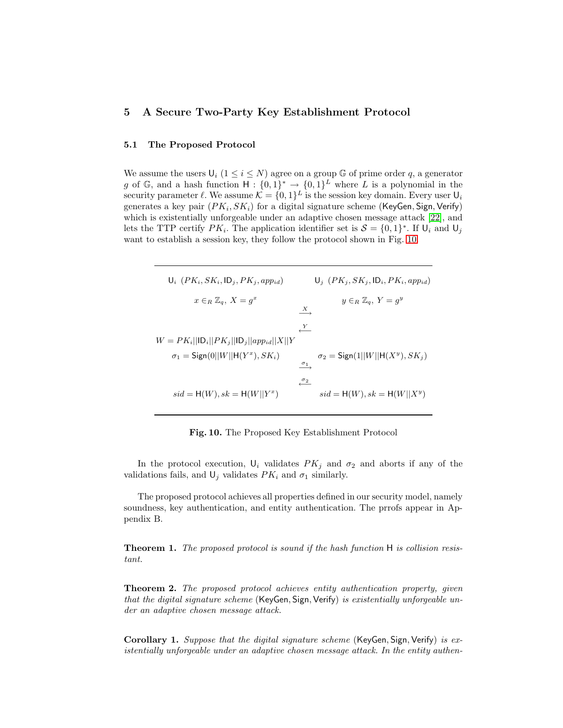## 5 A Secure Two-Party Key Establishment Protocol

### 5.1 The Proposed Protocol

We assume the users $\mathsf{U}_i$ ($1 \leq i \leq N$) agree on a group $\mathbb{G}$ of prime order $q$, a generator $g$ of $\mathbb{G}$, and a hash function $\mathsf{H} : \{0,1\}^* \rightarrow \{0,1\}^L$ where $L$ is a polynomial in the security parameter $\ell$. We assume $\mathcal{K} = \{0,1\}^L$ is the session key domain. Every user $\mathsf{U}_i$ generates a key pair $(PK_i, SK_i)$ for a digital signature scheme $(\mathsf{KeyGen}, \mathsf{Sign}, \mathsf{Verify})$ which is existentially unforgeable under adaptive chosen message attack [22], and lets the TTP certify $PK_i$. The application identifier set is $\mathcal{S} = \{0,1\}^*$. If $\mathsf{U}_i$ and $\mathsf{U}_j$ want to establish a session key, they follow the protocol shown in Fig. 10.

| $\mathsf{U}_i$ $(PK_i, SK_i, \mathsf{ID}_j, PK_j, app_{id})$ | | $\mathsf{U}_j$ $(PK_j, SK_j, \mathsf{ID}_i, PK_i, app_{id})$ |
|---|---|---|
| $x \in_R \mathbb{Z}_q,\ X = g^x$ | | $y \in_R \mathbb{Z}_q,\ Y = g^y$ |
| | $\xrightarrow{X}$ | |
| | $\xleftarrow{Y}$ | |
| $W = PK_i \Vert \mathsf{ID}_i \Vert PK_j \Vert \mathsf{ID}_j \Vert app_{id} \Vert X \Vert Y$ | | |
| $\sigma_1 = \mathsf{Sign}(0 \Vert W \Vert \mathsf{H}(Y^x), SK_i)$ | | $\sigma_2 = \mathsf{Sign}(1 \Vert W \Vert \mathsf{H}(X^y), SK_j)$ |
| | $\xrightarrow{\sigma_1}$ | |
| | $\xleftarrow{\sigma_2}$ | |
| $sid = \mathsf{H}(W), sk = \mathsf{H}(W \Vert Y^x)$ | | $sid = \mathsf{H}(W), sk = \mathsf{H}(W \Vert X^y)$ |

**Fig. 10.** The Proposed Key Establishment Protocol

In the protocol execution, $\mathsf{U}_i$ validates $PK_j$ and $\sigma_2$ and aborts if any of the validations fails, and $\mathsf{U}_j$ validates $PK_i$ and $\sigma_1$ similarly.

The proposed protocol achieves all properties defined in our security model, namely soundness, key authentication, and entity authentication. The prrofs appear in Appendix B.

**Theorem 1.** *The proposed protocol is sound if the hash function* $\mathsf{H}$ *is collision resistant.*

**Theorem 2.** *The proposed protocol achieves entity authentication property, given that the digital signature scheme* $(\mathsf{KeyGen}, \mathsf{Sign}, \mathsf{Verify})$ *is existentially unforgeable under an adaptive chosen message attack.*

**Corollary 1.** *Suppose that the digital signature scheme* $(\mathsf{KeyGen}, \mathsf{Sign}, \mathsf{Verify})$ *is existentially unforgeable under an adaptive chosen message attack. In the entity authen-*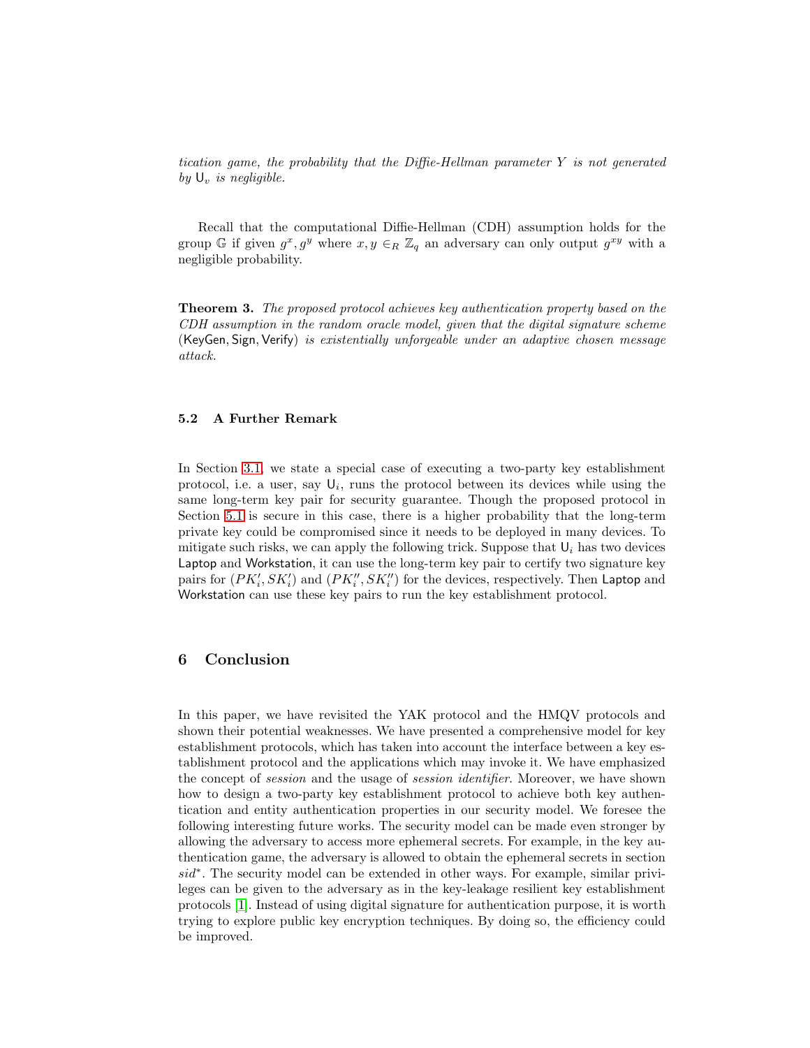*tication game, the probability that the Diffie-Hellman parameter $Y$ is not generated by $\mathsf{U}_v$ is negligible.*

Recall that the computational Diffie-Hellman (CDH) assumption holds for the group $\mathbb{G}$ if given $g^x, g^y$ where $x, y \in_R \mathbb{Z}_q$ an adversary can only output $g^{xy}$ with a negligible probability.

**Theorem 3.** *The proposed protocol achieves key authentication property based on the CDH assumption in the random oracle model, given that the digital signature scheme* $(\mathsf{KeyGen}, \mathsf{Sign}, \mathsf{Verify})$ *is existentially unforgeable under an adaptive chosen message attack.*

### 5.2 A Further Remark

In Section 3.1, we state a special case of executing a two-party key establishment protocol, i.e. a user, say $\mathsf{U}_i$, runs the protocol between its devices while using the same long-term key pair for security guarantee. Though the proposed protocol in Section 5.1 is secure in this case, there is a higher probability that the long-term private key could be compromised since it needs to be deployed in many devices. To mitigate such risks, we can apply the following trick. Suppose that $\mathsf{U}_i$ has two devices Laptop and Workstation, it can use the long-term key pair to certify two signature key pairs for $(PK'_i, SK'_i)$ and $(PK''_i, SK''_i)$ for the devices, respectively. Then Laptop and Workstation can use these key pairs to run the key establishment protocol.

## 6 Conclusion

In this paper, we have revisited the YAK protocol and the HMQV protocols and shown their potential weaknesses. We have presented a comprehensive model for key establishment protocols, which has taken into account the interface between a key establishment protocol and the applications which may invoke it. We have emphasized the concept of *session* and the usage of *session identifier*. Moreover, we have shown how to design a two-party key establishment protocol to achieve both key authentication and entity authentication properties in our security model. We foresee the following interesting future works. The security model can be made even stronger by allowing the adversary to access more ephemeral secrets. For example, in the key authentication game, the adversary is allowed to obtain the ephemeral secrets in section $sid^*$. The security model can be extended in other ways. For example, similar privileges can be given to the adversary as in the key-leakage resilient key establishment protocols [1]. Instead of using digital signature for authentication purpose, it is worth trying to explore public key encryption techniques. By doing so, the efficiency could be improved.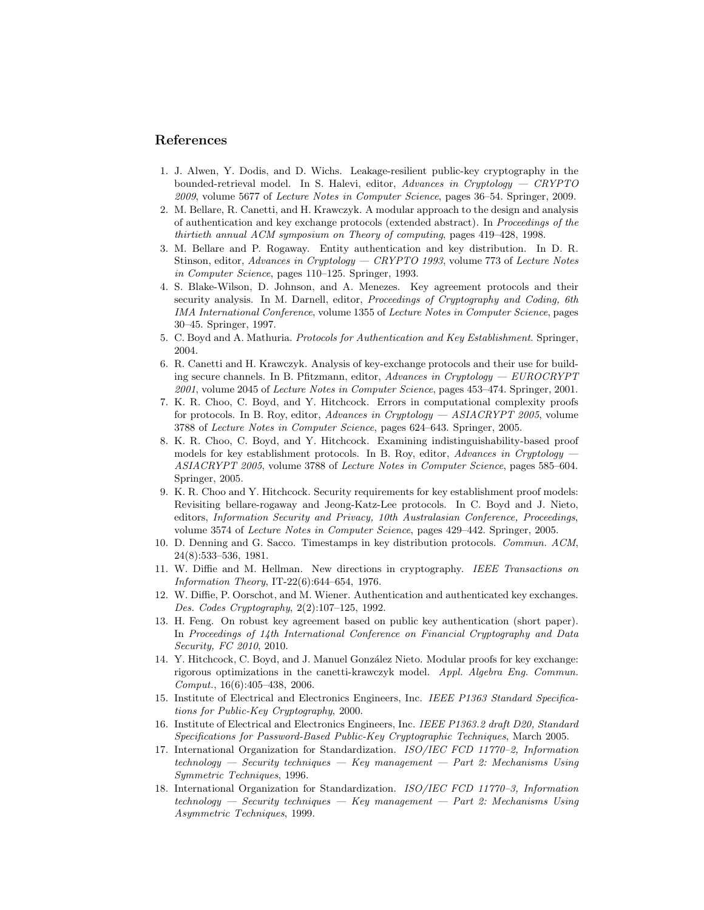## References

1. J. Alwen, Y. Dodis, and D. Wichs. Leakage-resilient public-key cryptography in the bounded-retrieval model. In S. Halevi, editor, *Advances in Cryptology — CRYPTO 2009*, volume 5677 of *Lecture Notes in Computer Science*, pages 36–54. Springer, 2009.
2. M. Bellare, R. Canetti, and H. Krawczyk. A modular approach to the design and analysis of authentication and key exchange protocols (extended abstract). In *Proceedings of the thirtieth annual ACM symposium on Theory of computing*, pages 419–428, 1998.
3. M. Bellare and P. Rogaway. Entity authentication and key distribution. In D. R. Stinson, editor, *Advances in Cryptology — CRYPTO 1993*, volume 773 of *Lecture Notes in Computer Science*, pages 110–125. Springer, 1993.
4. S. Blake-Wilson, D. Johnson, and A. Menezes. Key agreement protocols and their security analysis. In M. Darnell, editor, *Proceedings of Cryptography and Coding, 6th IMA International Conference*, volume 1355 of *Lecture Notes in Computer Science*, pages 30–45. Springer, 1997.
5. C. Boyd and A. Mathuria. *Protocols for Authentication and Key Establishment*. Springer, 2004.
6. R. Canetti and H. Krawczyk. Analysis of key-exchange protocols and their use for building secure channels. In B. Pfitzmann, editor, *Advances in Cryptology — EUROCRYPT 2001*, volume 2045 of *Lecture Notes in Computer Science*, pages 453–474. Springer, 2001.
7. K. R. Choo, C. Boyd, and Y. Hitchcock. Errors in computational complexity proofs for protocols. In B. Roy, editor, *Advances in Cryptology — ASIACRYPT 2005*, volume 3788 of *Lecture Notes in Computer Science*, pages 624–643. Springer, 2005.
8. K. R. Choo, C. Boyd, and Y. Hitchcock. Examining indistinguishability-based proof models for key establishment protocols. In B. Roy, editor, *Advances in Cryptology — ASIACRYPT 2005*, volume 3788 of *Lecture Notes in Computer Science*, pages 585–604. Springer, 2005.
9. K. R. Choo and Y. Hitchcock. Security requirements for key establishment proof models: Revisiting bellare-rogaway and Jeong-Katz-Lee protocols. In C. Boyd and J. Nieto, editors, *Information Security and Privacy, 10th Australasian Conference, Proceedings*, volume 3574 of *Lecture Notes in Computer Science*, pages 429–442. Springer, 2005.
10. D. Denning and G. Sacco. Timestamps in key distribution protocols. *Commun. ACM*, 24(8):533–536, 1981.
11. W. Diffie and M. Hellman. New directions in cryptography. *IEEE Transactions on Information Theory*, IT-22(6):644–654, 1976.
12. W. Diffie, P. Oorschot, and M. Wiener. Authentication and authenticated key exchanges. *Des. Codes Cryptography*, 2(2):107–125, 1992.
13. H. Feng. On robust key agreement based on public key authentication (short paper). In *Proceedings of 14th International Conference on Financial Cryptography and Data Security, FC 2010*, 2010.
14. Y. Hitchcock, C. Boyd, and J. Manuel González Nieto. Modular proofs for key exchange: rigorous optimizations in the canetti-krawczyk model. *Appl. Algebra Eng. Commun. Comput.*, 16(6):405–438, 2006.
15. Institute of Electrical and Electronics Engineers, Inc. *IEEE P1363 Standard Specifications for Public-Key Cryptography*, 2000.
16. Institute of Electrical and Electronics Engineers, Inc. *IEEE P1363.2 draft D20, Standard Specifications for Password-Based Public-Key Cryptographic Techniques*, March 2005.
17. International Organization for Standardization. *ISO/IEC FCD 11770–2, Information technology — Security techniques — Key management — Part 2: Mechanisms Using Symmetric Techniques*, 1996.
18. International Organization for Standardization. *ISO/IEC FCD 11770–3, Information technology — Security techniques — Key management — Part 2: Mechanisms Using Asymmetric Techniques*, 1999.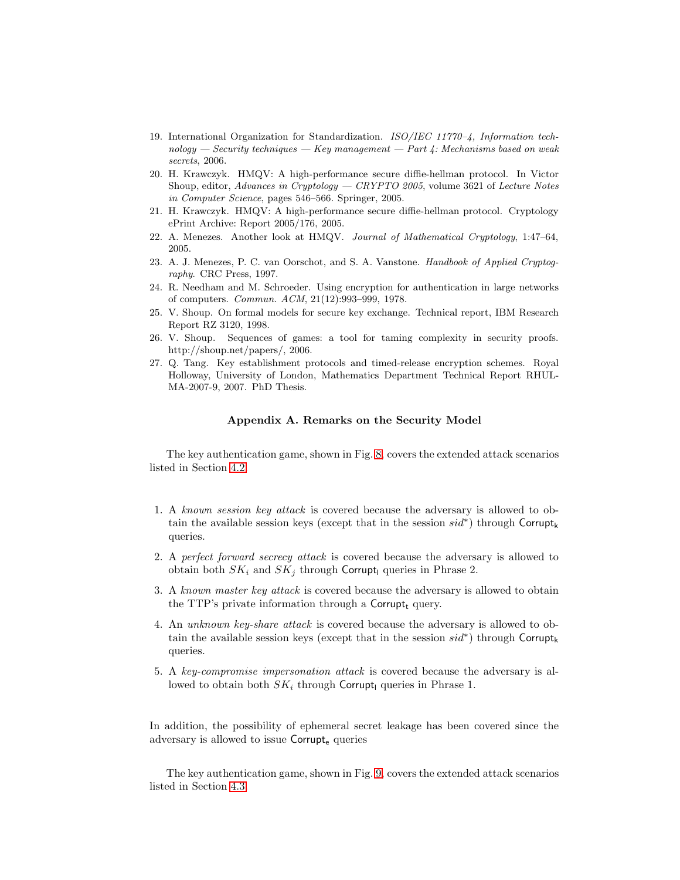19. International Organization for Standardization. *ISO/IEC 11770–4, Information technology — Security techniques — Key management — Part 4: Mechanisms based on weak secrets*, 2006.
20. H. Krawczyk. HMQV: A high-performance secure diffie-hellman protocol. In Victor Shoup, editor, *Advances in Cryptology — CRYPTO 2005*, volume 3621 of *Lecture Notes in Computer Science*, pages 546–566. Springer, 2005.
21. H. Krawczyk. HMQV: A high-performance secure diffie-hellman protocol. Cryptology ePrint Archive: Report 2005/176, 2005.
22. A. Menezes. Another look at HMQV. *Journal of Mathematical Cryptology*, 1:47–64, 2005.
23. A. J. Menezes, P. C. van Oorschot, and S. A. Vanstone. *Handbook of Applied Cryptography*. CRC Press, 1997.
24. R. Needham and M. Schroeder. Using encryption for authentication in large networks of computers. *Commun. ACM*, 21(12):993–999, 1978.
25. V. Shoup. On formal models for secure key exchange. Technical report, IBM Research Report RZ 3120, 1998.
26. V. Shoup. Sequences of games: a tool for taming complexity in security proofs. http://shoup.net/papers/, 2006.
27. Q. Tang. Key establishment protocols and timed-release encryption schemes. Royal Holloway, University of London, Mathematics Department Technical Report RHUL-MA-2007-9, 2007. PhD Thesis.

## Appendix A. Remarks on the Security Model

The key authentication game, shown in Fig. 8, covers the extended attack scenarios listed in Section 4.2.

1. A *known session key attack* is covered because the adversary is allowed to obtain the available session keys (except that in the session $sid^*$) through $\mathsf{Corrupt_k}$ queries.
2. A *perfect forward secrecy attack* is covered because the adversary is allowed to obtain both $SK_i$ and $SK_j$ through $\mathsf{Corrupt_l}$ queries in Phrase 2.
3. A *known master key attack* is covered because the adversary is allowed to obtain the TTP's private information through a $\mathsf{Corrupt_t}$ query.
4. An *unknown key-share attack* is covered because the adversary is allowed to obtain the available session keys (except that in the session $sid^*$) through $\mathsf{Corrupt_k}$ queries.
5. A *key-compromise impersonation attack* is covered because the adversary is allowed to obtain both $SK_i$ through $\mathsf{Corrupt_l}$ queries in Phrase 1.

In addition, the possibility of ephemeral secret leakage has been covered since the adversary is allowed to issue $\mathsf{Corrupt_e}$ queries

The key authentication game, shown in Fig. 9, covers the extended attack scenarios listed in Section 4.3.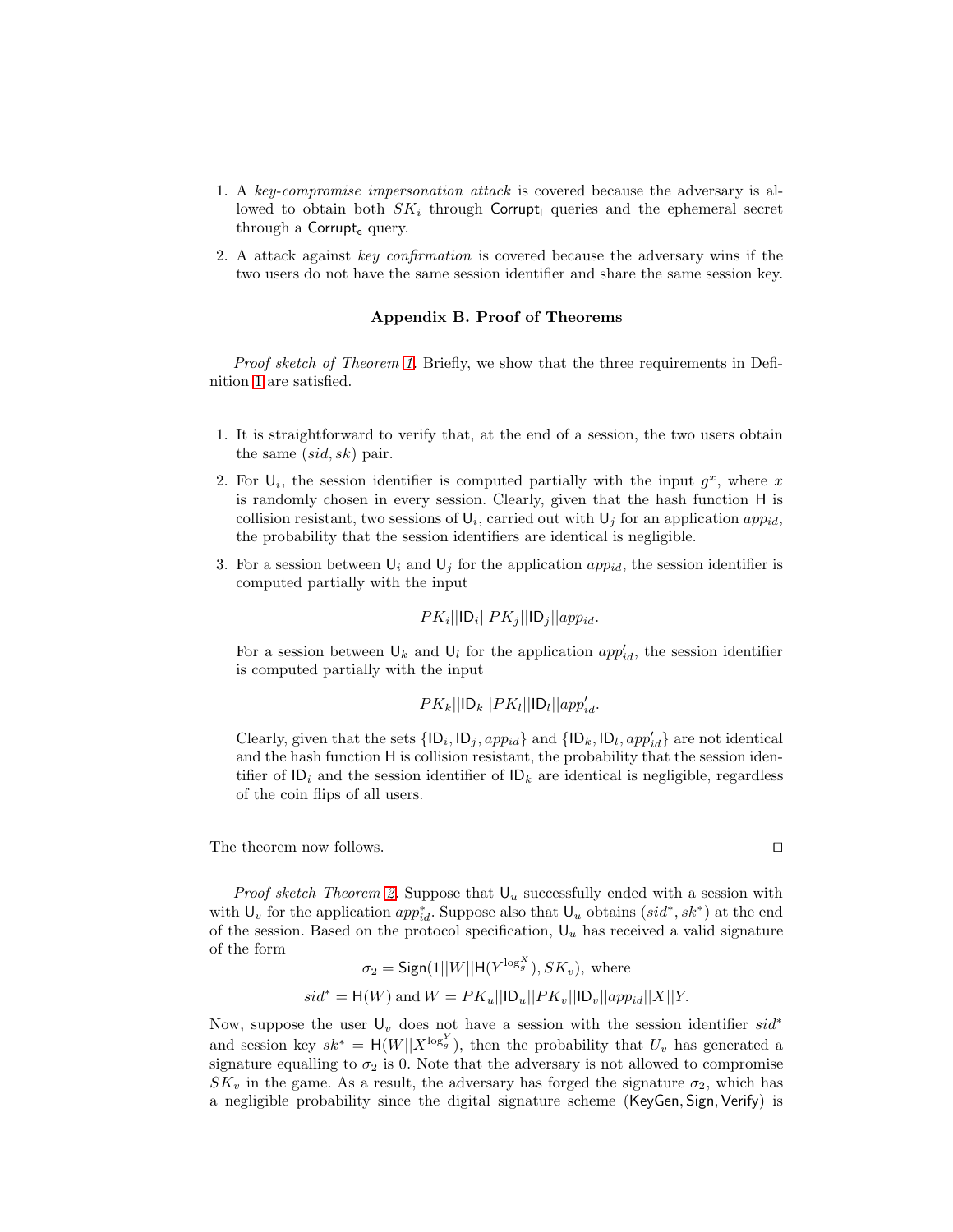1. A *key-compromise impersonation attack* is covered because the adversary is allowed to obtain both $SK_i$ through $\mathsf{Corrupt_l}$ queries and the ephemeral secret through a $\mathsf{Corrupt_e}$ query.
2. A attack against *key confirmation* is covered because the adversary wins if the two users do not have the same session identifier and share the same session key.

### Appendix B. Proof of Theorems

*Proof sketch of Theorem 1.* Briefly, we show that the three requirements in Definition 1 are satisfied.

1. It is straightforward to verify that, at the end of a session, the two users obtain the same $(sid, sk)$ pair.
2. For $\mathsf{U}_i$, the session identifier is computed partially with the input $g^x$, where $x$ is randomly chosen in every session. Clearly, given that the hash function $\mathsf{H}$ is collision resistant, two sessions of $\mathsf{U}_i$, carried out with $\mathsf{U}_j$ for an application $app_{id}$, the probability that the session identifiers are identical is negligible.
3. For a session between $\mathsf{U}_i$ and $\mathsf{U}_j$ for the application $app_{id}$, the session identifier is computed partially with the input
$$PK_i||\mathsf{ID}_i||PK_j||\mathsf{ID}_j||app_{id}.$$
For a session between $\mathsf{U}_k$ and $\mathsf{U}_l$ for the application $app'_{id}$, the session identifier is computed partially with the input
$$PK_k||\mathsf{ID}_k||PK_l||\mathsf{ID}_l||app'_{id}.$$
Clearly, given that the sets $\{\mathsf{ID}_i, \mathsf{ID}_j, app_{id}\}$ and $\{\mathsf{ID}_k, \mathsf{ID}_l, app'_{id}\}$ are not identical and the hash function $\mathsf{H}$ is collision resistant, the probability that the session identifier of $\mathsf{ID}_i$ and the session identifier of $\mathsf{ID}_k$ are identical is negligible, regardless of the coin flips of all users.

The theorem now follows. □

*Proof sketch Theorem 2.* Suppose that $\mathsf{U}_u$ successfully ended with a session with with $\mathsf{U}_v$ for the application $app^*_{id}$. Suppose also that $\mathsf{U}_u$ obtains $(sid^*, sk^*)$ at the end of the session. Based on the protocol specification, $\mathsf{U}_u$ has received a valid signature of the form

$$\sigma_2 = \mathsf{Sign}(1||W||\mathsf{H}(Y^{\log_g^X}), SK_v), \text{ where}$$
$$sid^* = \mathsf{H}(W) \text{ and } W = PK_u||\mathsf{ID}_u||PK_v||\mathsf{ID}_v||app_{id}||X||Y.$$

Now, suppose the user $\mathsf{U}_v$ does not have a session with the session identifier $sid^*$ and session key $sk^* = \mathsf{H}(W||X^{\log_g^Y})$, then the probability that $U_v$ has generated a signature equalling to $\sigma_2$ is 0. Note that the adversary is not allowed to compromise $SK_v$ in the game. As a result, the adversary has forged the signature $\sigma_2$, which has a negligible probability since the digital signature scheme $(\mathsf{KeyGen}, \mathsf{Sign}, \mathsf{Verify})$ is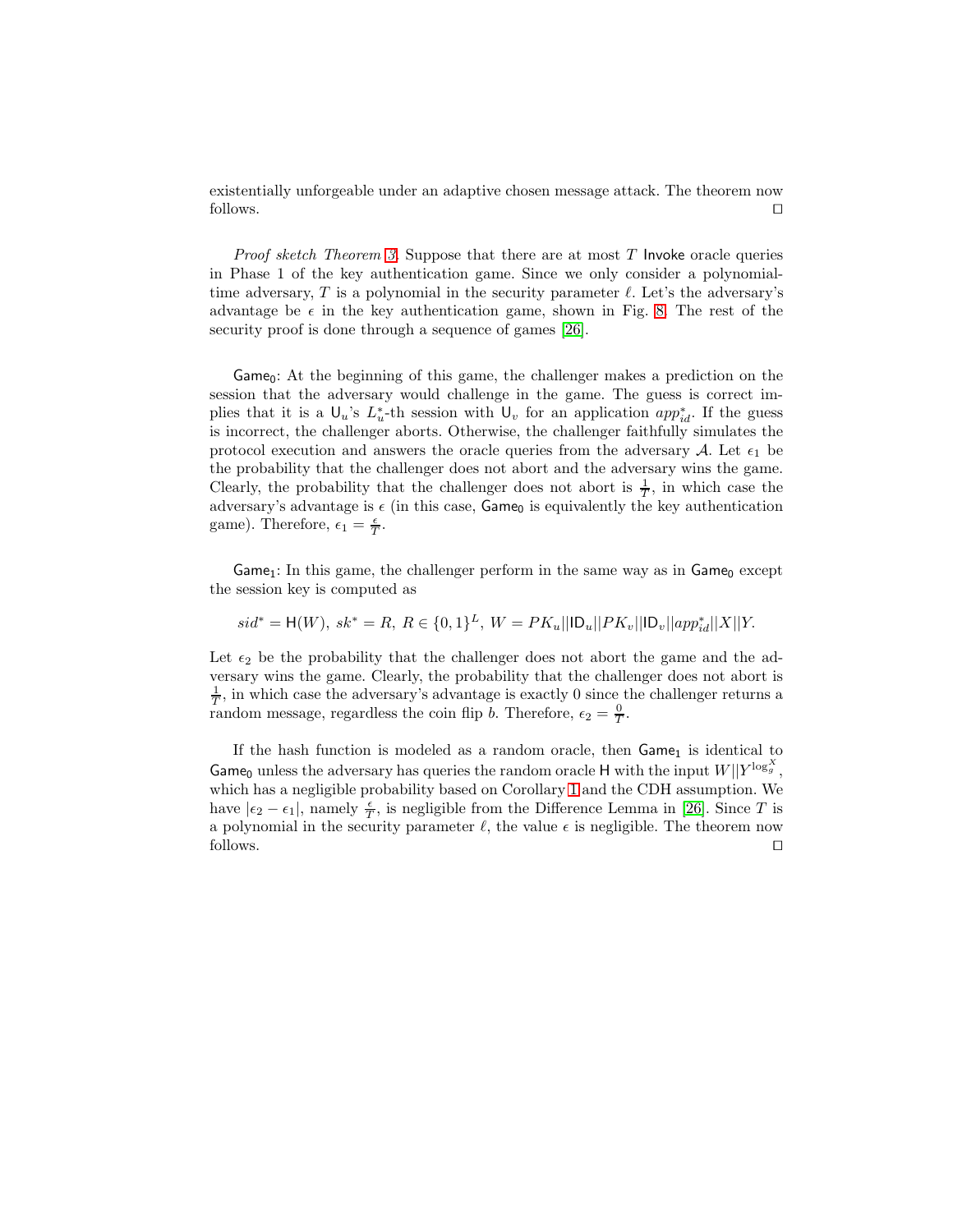existentially unforgeable under an adaptive chosen message attack. The theorem now follows. □

*Proof sketch Theorem 3.* Suppose that there are at most $T$ Invoke oracle queries in Phase 1 of the key authentication game. Since we only consider a polynomial-time adversary, $T$ is a polynomial in the security parameter $\ell$. Let's the adversary's advantage be $\epsilon$ in the key authentication game, shown in Fig. 8. The rest of the security proof is done through a sequence of games [26].

$\mathsf{Game}_0$: At the beginning of this game, the challenger makes a prediction on the session that the adversary would challenge in the game. The guess is correct implies that it is a $\mathsf{U}_u$'s $L_u^*$-th session with $\mathsf{U}_v$ for an application $app_{id}^*$. If the guess is incorrect, the challenger aborts. Otherwise, the challenger faithfully simulates the protocol execution and answers the oracle queries from the adversary $\mathcal{A}$. Let $\epsilon_1$ be the probability that the challenger does not abort and the adversary wins the game. Clearly, the probability that the challenger does not abort is $\frac{1}{T}$, in which case the adversary's advantage is $\epsilon$ (in this case, $\mathsf{Game}_0$ is equivalently the key authentication game). Therefore, $\epsilon_1 = \frac{\epsilon}{T}$.

$\mathsf{Game}_1$: In this game, the challenger perform in the same way as in $\mathsf{Game}_0$ except the session key is computed as

$$sid^* = \mathsf{H}(W),\ sk^* = R,\ R \in \{0,1\}^L,\ W = PK_u||\mathsf{ID}_u||PK_v||\mathsf{ID}_v||app_{id}^*||X||Y.$$

Let $\epsilon_2$ be the probability that the challenger does not abort the game and the adversary wins the game. Clearly, the probability that the challenger does not abort is $\frac{1}{T}$, in which case the adversary's advantage is exactly 0 since the challenger returns a random message, regardless the coin flip $b$. Therefore, $\epsilon_2 = \frac{0}{T}$.

If the hash function is modeled as a random oracle, then $\mathsf{Game}_1$ is identical to $\mathsf{Game}_0$ unless the adversary has queries the random oracle $\mathsf{H}$ with the input $W||Y^{\log_g^X}$, which has a negligible probability based on Corollary 1 and the CDH assumption. We have $|\epsilon_2 - \epsilon_1|$, namely $\frac{\epsilon}{T}$, is negligible from the Difference Lemma in [26]. Since $T$ is a polynomial in the security parameter $\ell$, the value $\epsilon$ is negligible. The theorem now follows. □